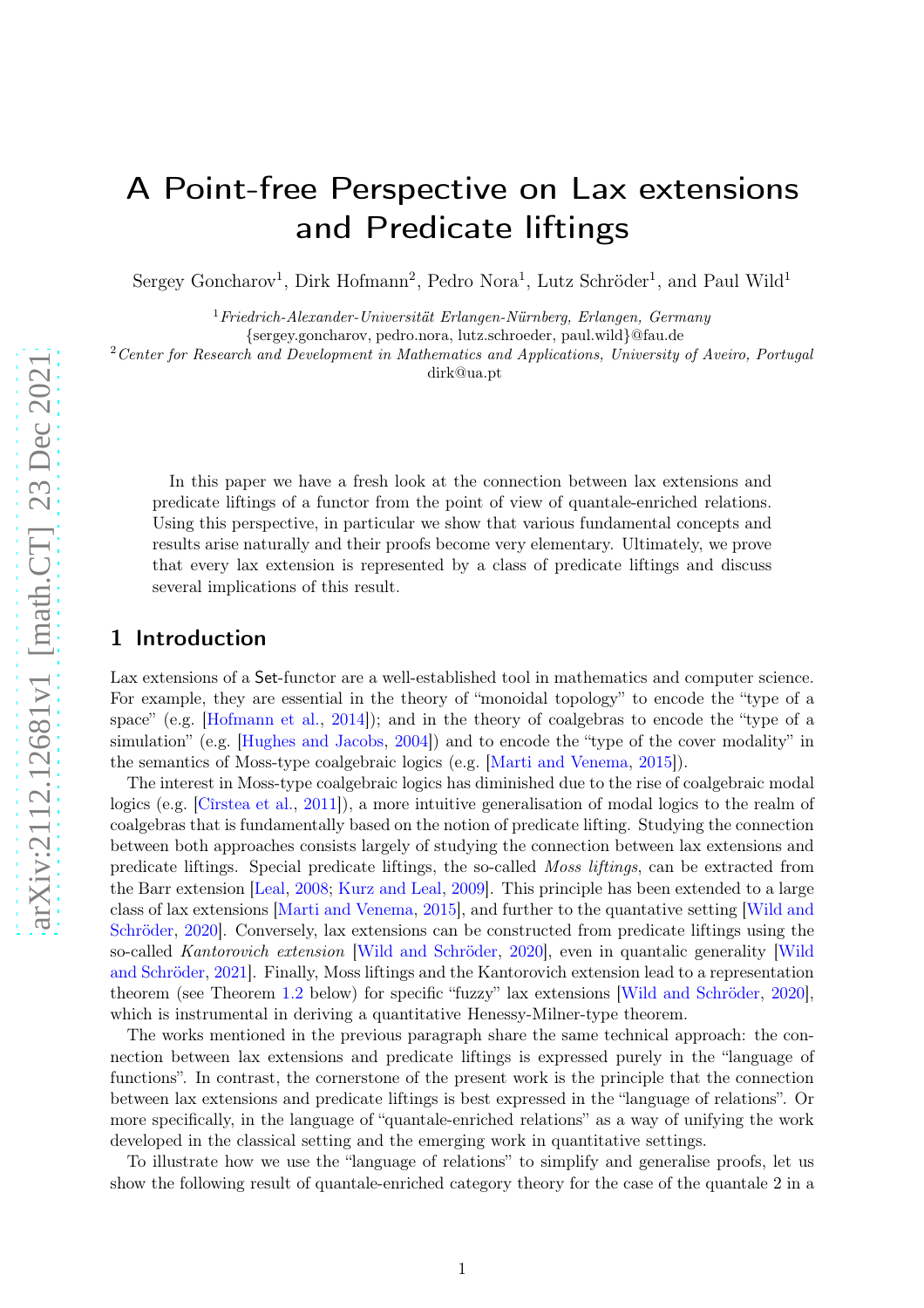# A Point-free Perspective on Lax extensions and Predicate liftings

Sergey Goncharov[1], Dirk Hofmann[2], Pedro Nora[1], Lutz Schröder[1], and Paul Wild[1]

[1] *Friedrich-Alexander-Universität Erlangen-Nürnberg, Erlangen, Germany*
{sergey.goncharov, pedro.nora, lutz.schroeder, paul.wild}@fau.de
[2] *Center for Research and Development in Mathematics and Applications, University of Aveiro, Portugal*
dirk@ua.pt

In this paper we have a fresh look at the connection between lax extensions and predicate liftings of a functor from the point of view of quantale-enriched relations. Using this perspective, in particular we show that various fundamental concepts and results arise naturally and their proofs become very elementary. Ultimately, we prove that every lax extension is represented by a class of predicate liftings and discuss several implications of this result.

## 1 Introduction

Lax extensions of a Set-functor are a well-established tool in mathematics and computer science. For example, they are essential in the theory of "monoidal topology" to encode the "type of a space" (e.g. [Hofmann et al., 2014]); and in the theory of coalgebras to encode the "type of a simulation" (e.g. [Hughes and Jacobs, 2004]) and to encode the "type of the cover modality" in the semantics of Moss-type coalgebraic logics (e.g. [Marti and Venema, 2015]).

The interest in Moss-type coalgebraic logics has diminished due to the rise of coalgebraic modal logics (e.g. [Cîrstea et al., 2011]), a more intuitive generalisation of modal logics to the realm of coalgebras that is fundamentally based on the notion of predicate lifting. Studying the connection between both approaches consists largely of studying the connection between lax extensions and predicate liftings. Special predicate liftings, the so-called *Moss liftings*, can be extracted from the Barr extension [Leal, 2008; Kurz and Leal, 2009]. This principle has been extended to a large class of lax extensions [Marti and Venema, 2015], and further to the quantative setting [Wild and Schröder, 2020]. Conversely, lax extensions can be constructed from predicate liftings using the so-called *Kantorovich extension* [Wild and Schröder, 2020], even in quantalic generality [Wild and Schröder, 2021]. Finally, Moss liftings and the Kantorovich extension lead to a representation theorem (see Theorem 1.2 below) for specific "fuzzy" lax extensions [Wild and Schröder, 2020], which is instrumental in deriving a quantitative Henessy-Milner-type theorem.

The works mentioned in the previous paragraph share the same technical approach: the connection between lax extensions and predicate liftings is expressed purely in the "language of functions". In contrast, the cornerstone of the present work is the principle that the connection between lax extensions and predicate liftings is best expressed in the "language of relations". Or more specifically, in the language of "quantale-enriched relations" as a way of unifying the work developed in the classical setting and the emerging work in quantitative settings.

To illustrate how we use the "language of relations" to simplify and generalise proofs, let us show the following result of quantale-enriched category theory for the case of the quantale 2 in a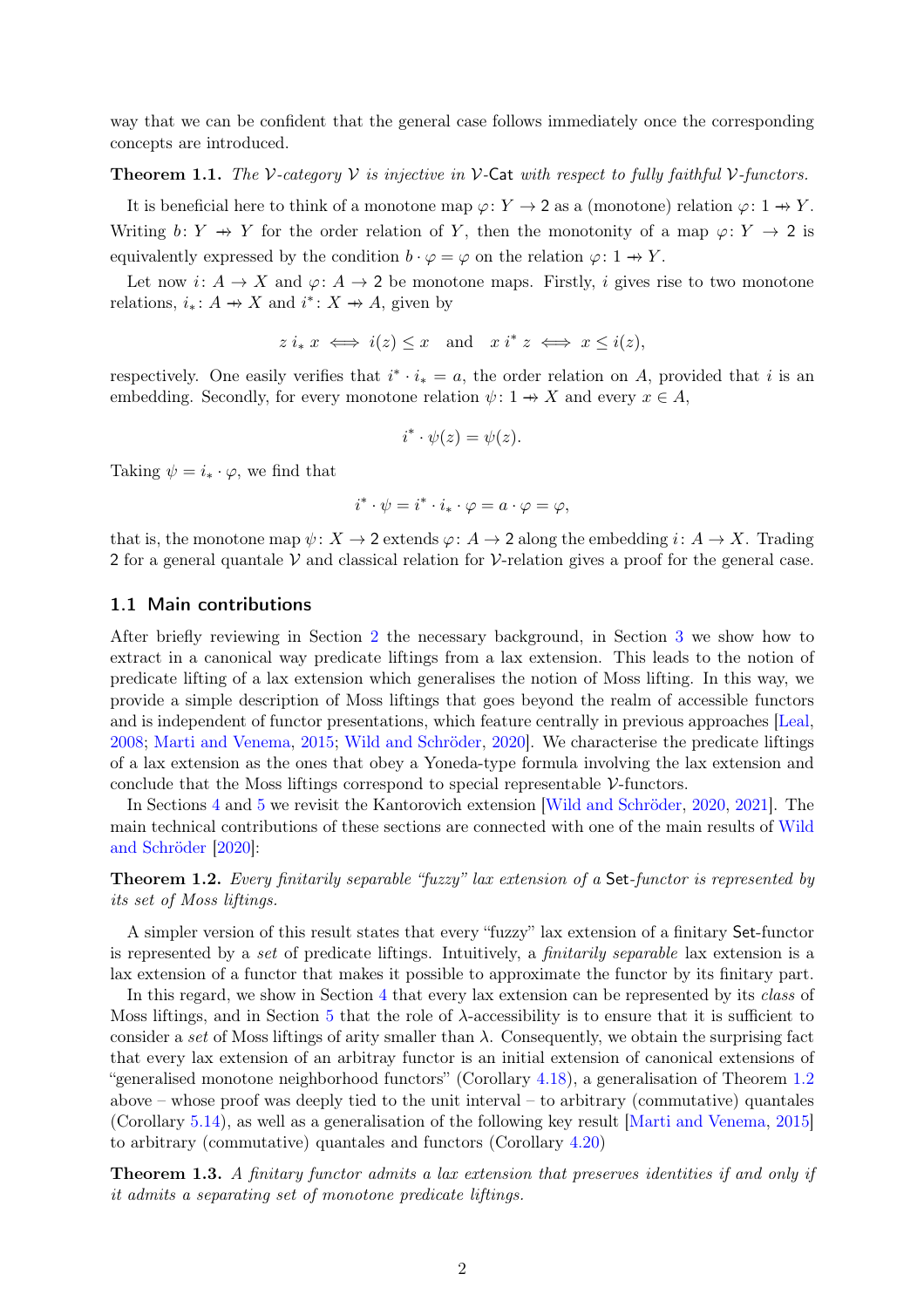way that we can be confident that the general case follows immediately once the corresponding concepts are introduced.

**Theorem 1.1.** *The $\mathcal{V}$-category $\mathcal{V}$ is injective in $\mathcal{V}$-$\mathsf{Cat}$ with respect to fully faithful $\mathcal{V}$-functors.*

It is beneficial here to think of a monotone map $\varphi\colon Y \to 2$ as a (monotone) relation $\varphi\colon 1 \nrightarrow Y$. Writing $b\colon Y \nrightarrow Y$ for the order relation of $Y$, then the monotonity of a map $\varphi\colon Y \to 2$ is equivalently expressed by the condition $b \cdot \varphi = \varphi$ on the relation $\varphi\colon 1 \nrightarrow Y$.

Let now $i\colon A \to X$ and $\varphi\colon A \to 2$ be monotone maps. Firstly, $i$ gives rise to two monotone relations, $i_*\colon A \nrightarrow X$ and $i^*\colon X \nrightarrow A$, given by

$$z \; i_* \; x \iff i(z) \leq x \quad \text{and} \quad x \; i^* \; z \iff x \leq i(z),$$

respectively. One easily verifies that $i^* \cdot i_* = a$, the order relation on $A$, provided that $i$ is an embedding. Secondly, for every monotone relation $\psi\colon 1 \nrightarrow X$ and every $x \in A$,

$$i^* \cdot \psi(z) = \psi(z).$$

Taking $\psi = i_* \cdot \varphi$, we find that

$$i^* \cdot \psi = i^* \cdot i_* \cdot \varphi = a \cdot \varphi = \varphi,$$

that is, the monotone map $\psi\colon X \to 2$ extends $\varphi\colon A \to 2$ along the embedding $i\colon A \to X$. Trading $2$ for a general quantale $\mathcal{V}$ and classical relation for $\mathcal{V}$-relation gives a proof for the general case.

## 1.1 Main contributions

After briefly reviewing in Section 2 the necessary background, in Section 3 we show how to extract in a canonical way predicate liftings from a lax extension. This leads to the notion of predicate lifting of a lax extension which generalises the notion of Moss lifting. In this way, we provide a simple description of Moss liftings that goes beyond the realm of accessible functors and is independent of functor presentations, which feature centrally in previous approaches [Leal, 2008; Marti and Venema, 2015; Wild and Schröder, 2020]. We characterise the predicate liftings of a lax extension as the ones that obey a Yoneda-type formula involving the lax extension and conclude that the Moss liftings correspond to special representable $\mathcal{V}$-functors.

In Sections 4 and 5 we revisit the Kantorovich extension [Wild and Schröder, 2020, 2021]. The main technical contributions of these sections are connected with one of the main results of Wild and Schröder [2020]:

**Theorem 1.2.** *Every finitarily separable "fuzzy" lax extension of a $\mathsf{Set}$-functor is represented by its set of Moss liftings.*

A simpler version of this result states that every "fuzzy" lax extension of a finitary $\mathsf{Set}$-functor is represented by a *set* of predicate liftings. Intuitively, a *finitarily separable* lax extension is a lax extension of a functor that makes it possible to approximate the functor by its finitary part.

In this regard, we show in Section 4 that every lax extension can be represented by its *class* of Moss liftings, and in Section 5 that the role of $\lambda$-accessibility is to ensure that it is sufficient to consider a *set* of Moss liftings of arity smaller than $\lambda$. Consequently, we obtain the surprising fact that every lax extension of an arbitrary functor is an initial extension of canonical extensions of "generalised monotone neighborhood functors" (Corollary 4.18), a generalisation of Theorem 1.2 above – whose proof was deeply tied to the unit interval – to arbitrary (commutative) quantales (Corollary 5.14), as well as a generalisation of the following key result [Marti and Venema, 2015] to arbitrary (commutative) quantales and functors (Corollary 4.20)

**Theorem 1.3.** *A finitary functor admits a lax extension that preserves identities if and only if it admits a separating set of monotone predicate liftings.*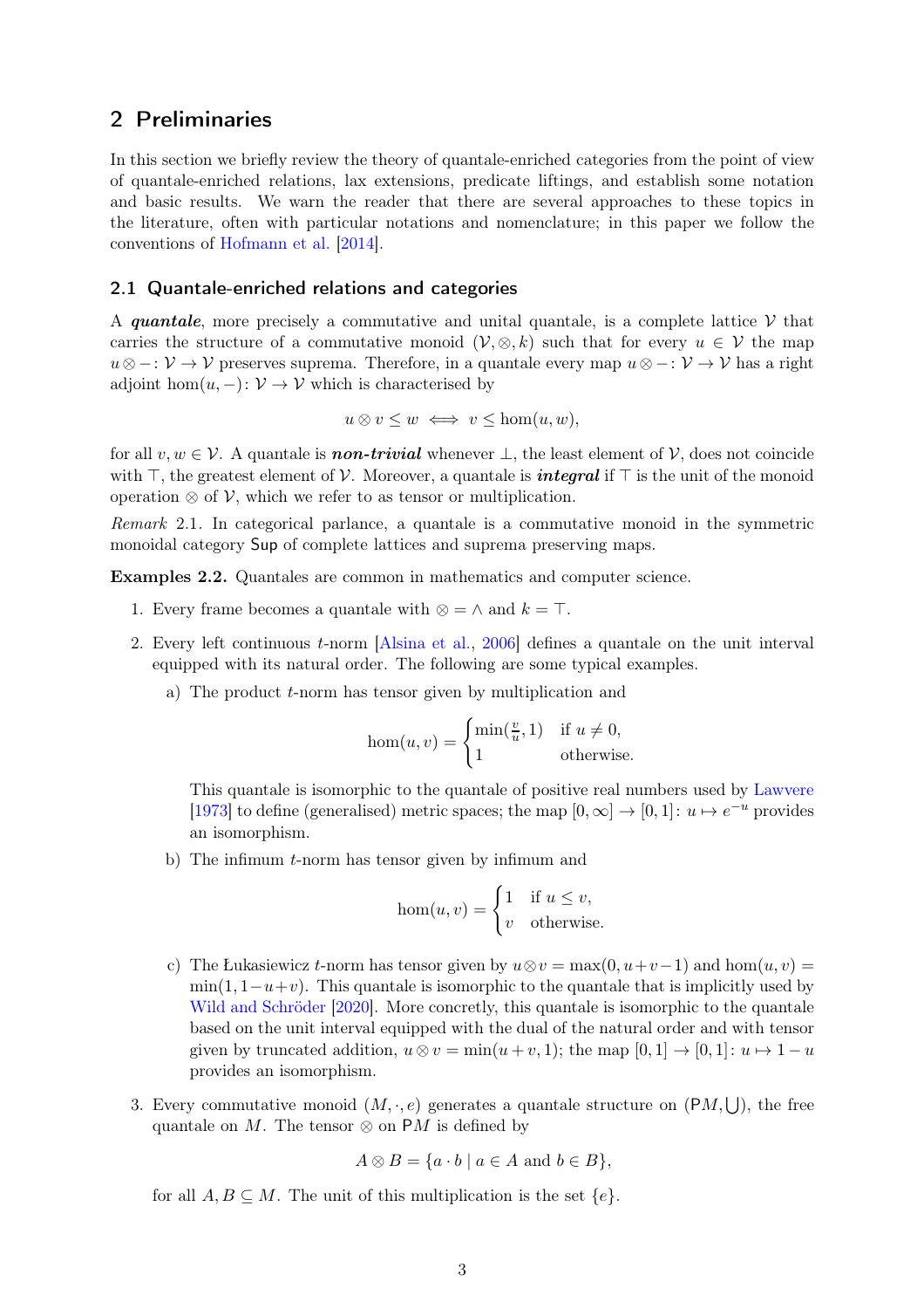## 2 Preliminaries

In this section we briefly review the theory of quantale-enriched categories from the point of view of quantale-enriched relations, lax extensions, predicate liftings, and establish some notation and basic results. We warn the reader that there are several approaches to these topics in the literature, often with particular notations and nomenclature; in this paper we follow the conventions of Hofmann et al. [2014].

### 2.1 Quantale-enriched relations and categories

A ***quantale***, more precisely a commutative and unital quantale, is a complete lattice $\mathcal{V}$ that carries the structure of a commutative monoid $(\mathcal{V}, \otimes, k)$ such that for every $u \in \mathcal{V}$ the map $u \otimes - : \mathcal{V} \to \mathcal{V}$ preserves suprema. Therefore, in a quantale every map $u \otimes - : \mathcal{V} \to \mathcal{V}$ has a right adjoint $\hom(u, -) : \mathcal{V} \to \mathcal{V}$ which is characterised by

$$u \otimes v \leq w \iff v \leq \hom(u, w),$$

for all $v, w \in \mathcal{V}$. A quantale is ***non-trivial*** whenever $\bot$, the least element of $\mathcal{V}$, does not coincide with $\top$, the greatest element of $\mathcal{V}$. Moreover, a quantale is ***integral*** if $\top$ is the unit of the monoid operation $\otimes$ of $\mathcal{V}$, which we refer to as tensor or multiplication.

*Remark* 2.1. In categorical parlance, a quantale is a commutative monoid in the symmetric monoidal category $\mathsf{Sup}$ of complete lattices and suprema preserving maps.

**Examples 2.2.** Quantales are common in mathematics and computer science.

1. Every frame becomes a quantale with $\otimes = \wedge$ and $k = \top$.
2. Every left continuous $t$-norm [Alsina et al., 2006] defines a quantale on the unit interval equipped with its natural order. The following are some typical examples.
   a) The product $t$-norm has tensor given by multiplication and
   $$\hom(u, v) = \begin{cases} \min(\frac{v}{u}, 1) & \text{if } u \neq 0, \\ 1 & \text{otherwise.} \end{cases}$$
   This quantale is isomorphic to the quantale of positive real numbers used by Lawvere [1973] to define (generalised) metric spaces; the map $[0, \infty] \to [0, 1] \colon u \mapsto e^{-u}$ provides an isomorphism.
   b) The infimum $t$-norm has tensor given by infimum and
   $$\hom(u, v) = \begin{cases} 1 & \text{if } u \leq v, \\ v & \text{otherwise.} \end{cases}$$
   c) The Łukasiewicz $t$-norm has tensor given by $u \otimes v = \max(0, u + v - 1)$ and $\hom(u, v) = \min(1, 1 - u + v)$. This quantale is isomorphic to the quantale that is implicitly used by Wild and Schröder [2020]. More concretely, this quantale is isomorphic to the quantale based on the unit interval equipped with the dual of the natural order and with tensor given by truncated addition, $u \otimes v = \min(u + v, 1)$; the map $[0, 1] \to [0, 1] \colon u \mapsto 1 - u$ provides an isomorphism.
3. Every commutative monoid $(M, \cdot, e)$ generates a quantale structure on $(\mathsf{P}M, \bigcup)$, the free quantale on $M$. The tensor $\otimes$ on $\mathsf{P}M$ is defined by
   $$A \otimes B = \{a \cdot b \mid a \in A \text{ and } b \in B\},$$
   for all $A, B \subseteq M$. The unit of this multiplication is the set $\{e\}$.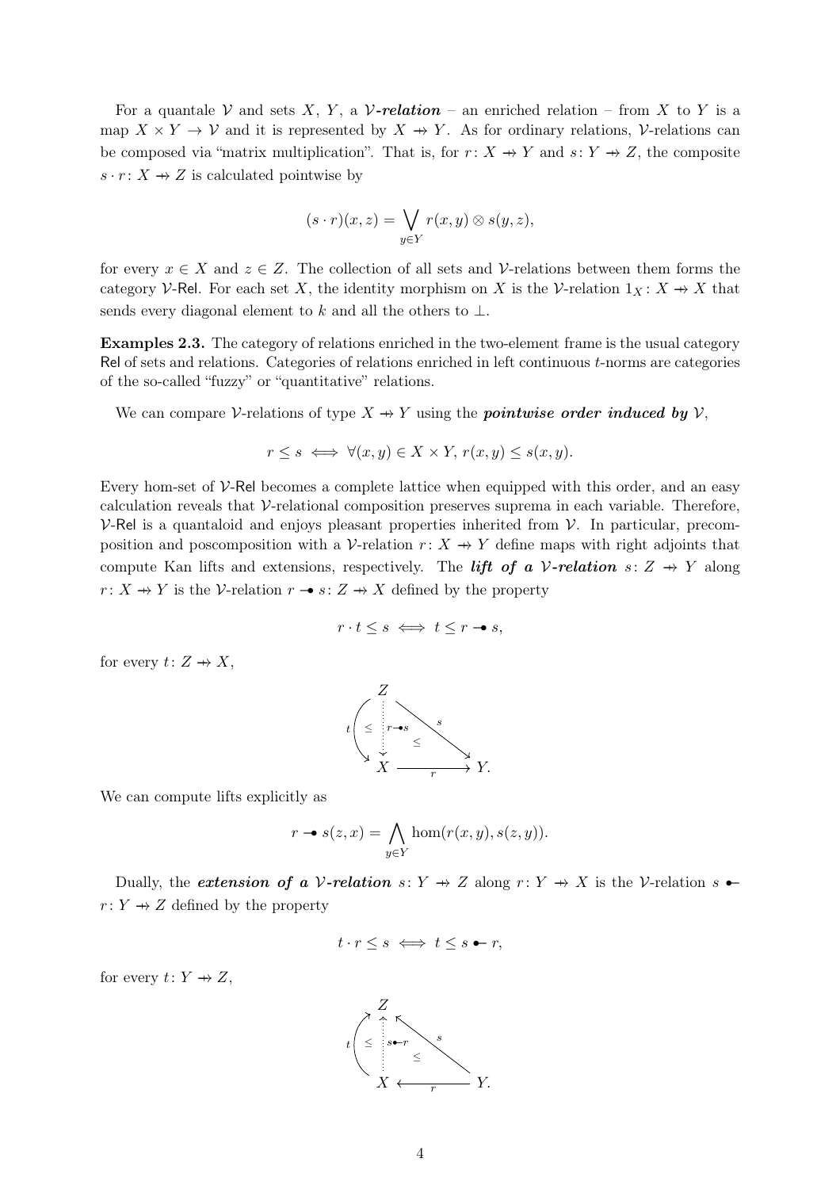For a quantale $\mathcal{V}$ and sets $X$, $Y$, a ***$\mathcal{V}$-relation*** – an enriched relation – from $X$ to $Y$ is a map $X \times Y \to \mathcal{V}$ and it is represented by $X \nrightarrow Y$. As for ordinary relations, $\mathcal{V}$-relations can be composed via "matrix multiplication". That is, for $r \colon X \nrightarrow Y$ and $s \colon Y \nrightarrow Z$, the composite $s \cdot r \colon X \nrightarrow Z$ is calculated pointwise by

$$(s \cdot r)(x, z) = \bigvee_{y \in Y} r(x, y) \otimes s(y, z),$$

for every $x \in X$ and $z \in Z$. The collection of all sets and $\mathcal{V}$-relations between them forms the category $\mathcal{V}$-Rel. For each set $X$, the identity morphism on $X$ is the $\mathcal{V}$-relation $1_X \colon X \nrightarrow X$ that sends every diagonal element to $k$ and all the others to $\bot$.

**Examples 2.3.** The category of relations enriched in the two-element frame is the usual category Rel of sets and relations. Categories of relations enriched in left continuous $t$-norms are categories of the so-called "fuzzy" or "quantitative" relations.

We can compare $\mathcal{V}$-relations of type $X \nrightarrow Y$ using the ***pointwise order induced by*** $\mathcal{V}$,

$$r \leq s \iff \forall (x, y) \in X \times Y,\, r(x, y) \leq s(x, y).$$

Every hom-set of $\mathcal{V}$-Rel becomes a complete lattice when equipped with this order, and an easy calculation reveals that $\mathcal{V}$-relational composition preserves suprema in each variable. Therefore, $\mathcal{V}$-Rel is a quantaloid and enjoys pleasant properties inherited from $\mathcal{V}$. In particular, precomposition and poscomposition with a $\mathcal{V}$-relation $r \colon X \nrightarrow Y$ define maps with right adjoints that compute Kan lifts and extensions, respectively. The ***lift of a $\mathcal{V}$-relation*** $s \colon Z \nrightarrow Y$ along $r \colon X \nrightarrow Y$ is the $\mathcal{V}$-relation $r \multimap s \colon Z \nrightarrow X$ defined by the property

$$r \cdot t \leq s \iff t \leq r \multimap s,$$

for every $t \colon Z \nrightarrow X$,

$$\begin{array}{ccc} Z & & \\ \downarrow {\scriptstyle t \,\leq\, r \multimap s} & \searrow^{s} \;\; \leq & \\ X & \xrightarrow[r]{} & Y. \end{array}$$

We can compute lifts explicitly as

$$r \multimap s(z, x) = \bigwedge_{y \in Y} \hom(r(x, y), s(z, y)).$$

Dually, the ***extension of a $\mathcal{V}$-relation*** $s \colon Y \nrightarrow Z$ along $r \colon Y \nrightarrow X$ is the $\mathcal{V}$-relation $s \multimapinv r \colon Y \nrightarrow Z$ defined by the property

$$t \cdot r \leq s \iff t \leq s \multimapinv r,$$

for every $t \colon Y \nrightarrow Z$,

$$\begin{array}{ccc} Z & & \\ \uparrow {\scriptstyle t \,\leq\, s \multimapinv r} & \nwarrow^{s} \;\; \leq & \\ X & \xleftarrow[r]{} & Y. \end{array}$$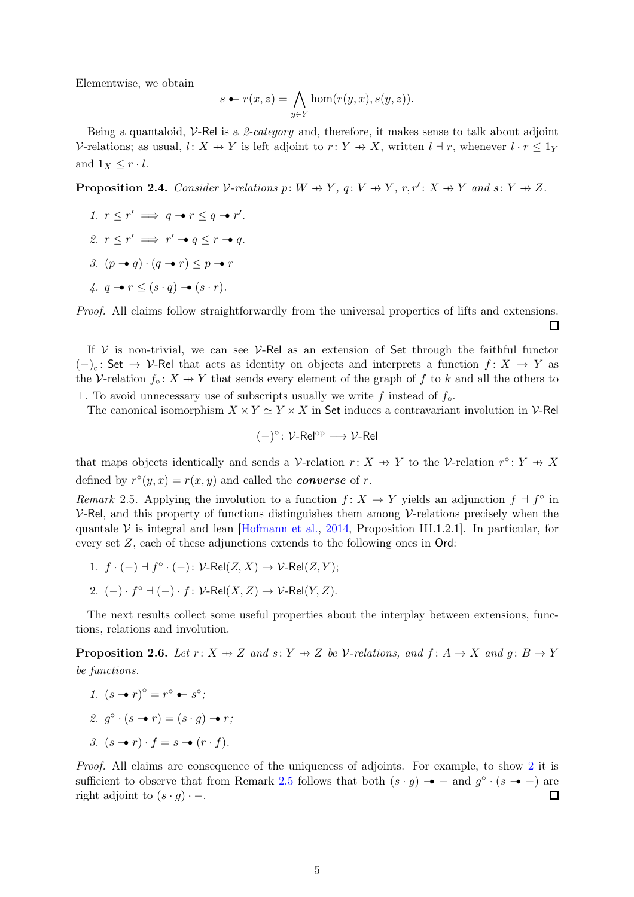Elementwise, we obtain

$$s \multimap r(x,z) = \bigwedge_{y \in Y} \hom(r(y,x), s(y,z)).$$

Being a quantaloid, $\mathcal{V}$-$\mathsf{Rel}$ is a *2-category* and, therefore, it makes sense to talk about adjoint $\mathcal{V}$-relations; as usual, $l\colon X \nrightarrow Y$ is left adjoint to $r\colon Y \nrightarrow X$, written $l \dashv r$, whenever $l \cdot r \leq 1_Y$ and $1_X \leq r \cdot l$.

**Proposition 2.4.** *Consider $\mathcal{V}$-relations $p\colon W \nrightarrow Y$, $q\colon V \nrightarrow Y$, $r, r'\colon X \nrightarrow Y$ and $s\colon Y \nrightarrow Z$.*

1. $r \leq r' \implies q \multimap r \leq q \multimap r'$.
2. $r \leq r' \implies r' \multimap q \leq r \multimap q$.
3. $(p \multimap q) \cdot (q \multimap r) \leq p \multimap r$
4. $q \multimap r \leq (s \cdot q) \multimap (s \cdot r)$.

*Proof.* All claims follow straightforwardly from the universal properties of lifts and extensions. □

If $\mathcal{V}$ is non-trivial, we can see $\mathcal{V}$-$\mathsf{Rel}$ as an extension of $\mathsf{Set}$ through the faithful functor $(-)_\circ\colon \mathsf{Set} \to \mathcal{V}$-$\mathsf{Rel}$ that acts as identity on objects and interprets a function $f\colon X \to Y$ as the $\mathcal{V}$-relation $f_\circ\colon X \nrightarrow Y$ that sends every element of the graph of $f$ to $k$ and all the others to $\bot$. To avoid unnecessary use of subscripts usually we write $f$ instead of $f_\circ$.

The canonical isomorphism $X \times Y \simeq Y \times X$ in $\mathsf{Set}$ induces a contravariant involution in $\mathcal{V}$-$\mathsf{Rel}$

$$(-)^\circ\colon \mathcal{V}\text{-}\mathsf{Rel}^{\mathrm{op}} \longrightarrow \mathcal{V}\text{-}\mathsf{Rel}$$

that maps objects identically and sends a $\mathcal{V}$-relation $r\colon X \nrightarrow Y$ to the $\mathcal{V}$-relation $r^\circ\colon Y \nrightarrow X$ defined by $r^\circ(y,x) = r(x,y)$ and called the ***converse*** of $r$.

*Remark* 2.5. Applying the involution to a function $f\colon X \to Y$ yields an adjunction $f \dashv f^\circ$ in $\mathcal{V}$-$\mathsf{Rel}$, and this property of functions distinguishes them among $\mathcal{V}$-relations precisely when the quantale $\mathcal{V}$ is integral and lean [Hofmann et al., 2014, Proposition III.1.2.1]. In particular, for every set $Z$, each of these adjunctions extends to the following ones in $\mathsf{Ord}$:

1. $f \cdot (-) \dashv f^\circ \cdot (-)\colon \mathcal{V}\text{-}\mathsf{Rel}(Z,X) \to \mathcal{V}\text{-}\mathsf{Rel}(Z,Y)$;
2. $(-) \cdot f^\circ \dashv (-) \cdot f\colon \mathcal{V}\text{-}\mathsf{Rel}(X,Z) \to \mathcal{V}\text{-}\mathsf{Rel}(Y,Z)$.

The next results collect some useful properties about the interplay between extensions, functions, relations and involution.

**Proposition 2.6.** *Let $r\colon X \nrightarrow Z$ and $s\colon Y \nrightarrow Z$ be $\mathcal{V}$-relations, and $f\colon A \to X$ and $g\colon B \to Y$ be functions.*

1. $(s \multimap r)^\circ = r^\circ \multimapinv s^\circ$;
2. $g^\circ \cdot (s \multimap r) = (s \cdot g) \multimap r$;
3. $(s \multimap r) \cdot f = s \multimap (r \cdot f)$.

*Proof.* All claims are consequence of the uniqueness of adjoints. For example, to show 2 it is sufficient to observe that from Remark 2.5 follows that both $(s \cdot g) \multimap -$ and $g^\circ \cdot (s \multimap -)$ are right adjoint to $(s \cdot g) \cdot -$. □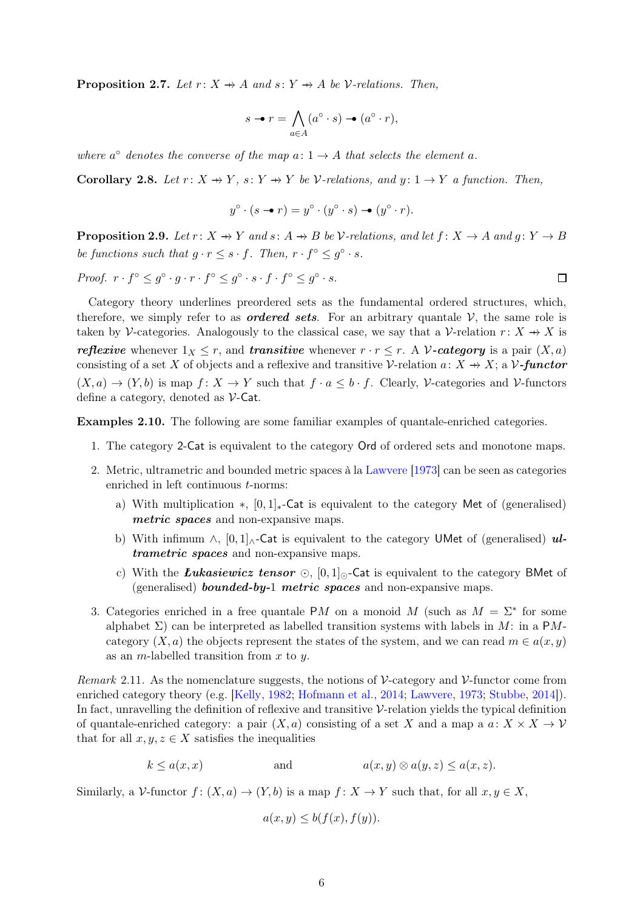**Proposition 2.7.** *Let $r\colon X \nrightarrow A$ and $s\colon Y \nrightarrow A$ be $\mathcal{V}$-relations. Then,*

$$s \multimap r = \bigwedge_{a\in A} (a^\circ \cdot s) \multimap (a^\circ \cdot r),$$

*where $a^\circ$ denotes the converse of the map $a\colon 1 \to A$ that selects the element $a$.*

**Corollary 2.8.** *Let $r\colon X \nrightarrow Y$, $s\colon Y \nrightarrow Y$ be $\mathcal{V}$-relations, and $y\colon 1 \to Y$ a function. Then,*

$$y^\circ \cdot (s \multimap r) = y^\circ \cdot (y^\circ \cdot s) \multimap (y^\circ \cdot r).$$

**Proposition 2.9.** *Let $r\colon X \nrightarrow Y$ and $s\colon A \nrightarrow B$ be $\mathcal{V}$-relations, and let $f\colon X \to A$ and $g\colon Y \to B$ be functions such that $g \cdot r \leq s \cdot f$. Then, $r \cdot f^\circ \leq g^\circ \cdot s$.*

*Proof.* $r \cdot f^\circ \leq g^\circ \cdot g \cdot r \cdot f^\circ \leq g^\circ \cdot s \cdot f \cdot f^\circ \leq g^\circ \cdot s$. ∎

Category theory underlines preordered sets as the fundamental ordered structures, which, therefore, we simply refer to as ***ordered sets***. For an arbitrary quantale $\mathcal{V}$, the same role is taken by $\mathcal{V}$-categories. Analogously to the classical case, we say that a $\mathcal{V}$-relation $r\colon X \nrightarrow X$ is ***reflexive*** whenever $1_X \leq r$, and ***transitive*** whenever $r \cdot r \leq r$. A ***$\mathcal{V}$-category*** is a pair $(X, a)$ consisting of a set $X$ of objects and a reflexive and transitive $\mathcal{V}$-relation $a\colon X \nrightarrow X$; a ***$\mathcal{V}$-functor*** $(X, a) \to (Y, b)$ is map $f\colon X \to Y$ such that $f \cdot a \leq b \cdot f$. Clearly, $\mathcal{V}$-categories and $\mathcal{V}$-functors define a category, denoted as $\mathcal{V}$-$\mathsf{Cat}$.

**Examples 2.10.** The following are some familiar examples of quantale-enriched categories.

1. The category $2$-$\mathsf{Cat}$ is equivalent to the category $\mathsf{Ord}$ of ordered sets and monotone maps.
2. Metric, ultrametric and bounded metric spaces à la Lawvere [1973] can be seen as categories enriched in left continuous $t$-norms:
   a) With multiplication $*$, $[0, 1]_*$-$\mathsf{Cat}$ is equivalent to the category $\mathsf{Met}$ of (generalised) ***metric spaces*** and non-expansive maps.
   b) With infimum $\wedge$, $[0, 1]_\wedge$-$\mathsf{Cat}$ is equivalent to the category $\mathsf{UMet}$ of (generalised) ***ultrametric spaces*** and non-expansive maps.
   c) With the ***Łukasiewicz tensor*** $\odot$, $[0, 1]_\odot$-$\mathsf{Cat}$ is equivalent to the category $\mathsf{BMet}$ of (generalised) ***bounded-by-1 metric spaces*** and non-expansive maps.
3. Categories enriched in a free quantale $\mathsf{P}M$ on a monoid $M$ (such as $M = \Sigma^*$ for some alphabet $\Sigma$) can be interpreted as labelled transition systems with labels in $M$: in a $\mathsf{P}M$-category $(X, a)$ the objects represent the states of the system, and we can read $m \in a(x, y)$ as an $m$-labelled transition from $x$ to $y$.

*Remark* 2.11. As the nomenclature suggests, the notions of $\mathcal{V}$-category and $\mathcal{V}$-functor come from enriched category theory (e.g. [Kelly, 1982; Hofmann et al., 2014; Lawvere, 1973; Stubbe, 2014]). In fact, unravelling the definition of reflexive and transitive $\mathcal{V}$-relation yields the typical definition of quantale-enriched category: a pair $(X, a)$ consisting of a set $X$ and a map a $a\colon X \times X \to \mathcal{V}$ that for all $x, y, z \in X$ satisfies the inequalities

$$k \leq a(x, x) \qquad\qquad \text{and} \qquad\qquad a(x, y) \otimes a(y, z) \leq a(x, z).$$

Similarly, a $\mathcal{V}$-functor $f\colon (X, a) \to (Y, b)$ is a map $f\colon X \to Y$ such that, for all $x, y \in X$,

$$a(x, y) \leq b(f(x), f(y)).$$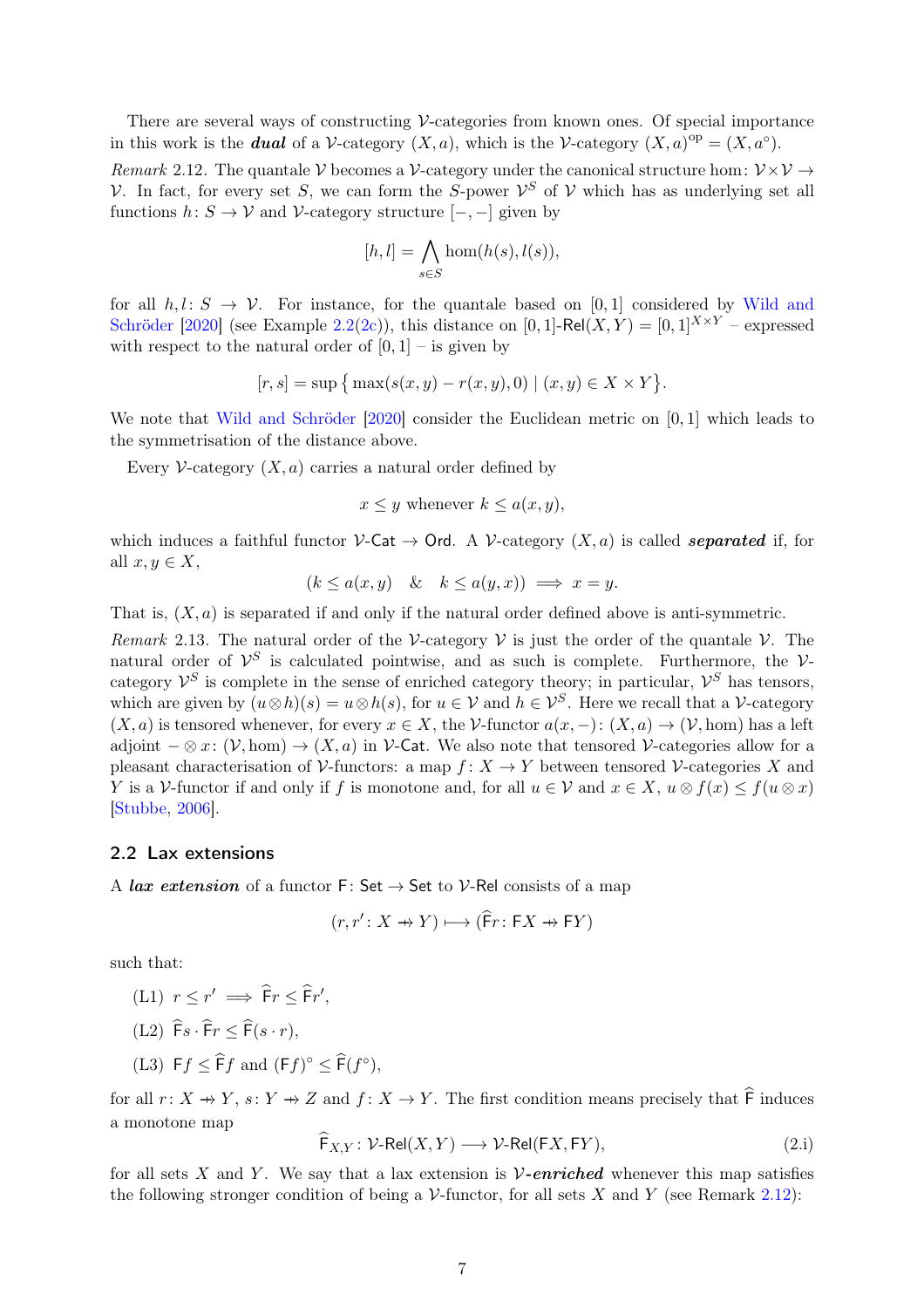There are several ways of constructing $\mathcal{V}$-categories from known ones. Of special importance in this work is the ***dual*** of a $\mathcal{V}$-category $(X, a)$, which is the $\mathcal{V}$-category $(X, a)^{\mathrm{op}} = (X, a^\circ)$.

*Remark* 2.12. The quantale $\mathcal{V}$ becomes a $\mathcal{V}$-category under the canonical structure $\hom\colon \mathcal{V} \times \mathcal{V} \to \mathcal{V}$. In fact, for every set $S$, we can form the $S$-power $\mathcal{V}^S$ of $\mathcal{V}$ which has as underlying set all functions $h\colon S \to \mathcal{V}$ and $\mathcal{V}$-category structure $[-,-]$ given by

$$[h, l] = \bigwedge_{s \in S} \hom(h(s), l(s)),$$

for all $h, l\colon S \to \mathcal{V}$. For instance, for the quantale based on $[0,1]$ considered by Wild and Schröder [2020] (see Example 2.2(2c)), this distance on $[0,1]\text{-}\mathsf{Rel}(X, Y) = [0,1]^{X \times Y}$ – expressed with respect to the natural order of $[0,1]$ – is given by

$$[r, s] = \sup \left\{ \max(s(x,y) - r(x,y), 0) \mid (x,y) \in X \times Y \right\}.$$

We note that Wild and Schröder [2020] consider the Euclidean metric on $[0,1]$ which leads to the symmetrisation of the distance above.

Every $\mathcal{V}$-category $(X, a)$ carries a natural order defined by

$$x \leq y \text{ whenever } k \leq a(x,y),$$

which induces a faithful functor $\mathcal{V}\text{-}\mathsf{Cat} \to \mathsf{Ord}$. A $\mathcal{V}$-category $(X, a)$ is called ***separated*** if, for all $x, y \in X$,

$$(k \leq a(x,y) \quad \& \quad k \leq a(y,x)) \implies x = y.$$

That is, $(X, a)$ is separated if and only if the natural order defined above is anti-symmetric.

*Remark* 2.13. The natural order of the $\mathcal{V}$-category $\mathcal{V}$ is just the order of the quantale $\mathcal{V}$. The natural order of $\mathcal{V}^S$ is calculated pointwise, and as such is complete. Furthermore, the $\mathcal{V}$-category $\mathcal{V}^S$ is complete in the sense of enriched category theory; in particular, $\mathcal{V}^S$ has tensors, which are given by $(u \otimes h)(s) = u \otimes h(s)$, for $u \in \mathcal{V}$ and $h \in \mathcal{V}^S$. Here we recall that a $\mathcal{V}$-category $(X, a)$ is tensored whenever, for every $x \in X$, the $\mathcal{V}$-functor $a(x, -)\colon (X, a) \to (\mathcal{V}, \hom)$ has a left adjoint $- \otimes x\colon (\mathcal{V}, \hom) \to (X, a)$ in $\mathcal{V}\text{-}\mathsf{Cat}$. We also note that tensored $\mathcal{V}$-categories allow for a pleasant characterisation of $\mathcal{V}$-functors: a map $f\colon X \to Y$ between tensored $\mathcal{V}$-categories $X$ and $Y$ is a $\mathcal{V}$-functor if and only if $f$ is monotone and, for all $u \in \mathcal{V}$ and $x \in X$, $u \otimes f(x) \leq f(u \otimes x)$ [Stubbe, 2006].

### 2.2 Lax extensions

A ***lax extension*** of a functor $\mathsf{F}\colon \mathsf{Set} \to \mathsf{Set}$ to $\mathcal{V}\text{-}\mathsf{Rel}$ consists of a map

$$(r, r'\colon X \nrightarrow Y) \longmapsto (\widehat{\mathsf{F}}r\colon \mathsf{F}X \nrightarrow \mathsf{F}Y)$$

such that:

(L1) $r \leq r' \implies \widehat{\mathsf{F}}r \leq \widehat{\mathsf{F}}r'$,

(L2) $\widehat{\mathsf{F}}s \cdot \widehat{\mathsf{F}}r \leq \widehat{\mathsf{F}}(s \cdot r)$,

(L3) $\mathsf{F}f \leq \widehat{\mathsf{F}}f$ and $(\mathsf{F}f)^\circ \leq \widehat{\mathsf{F}}(f^\circ)$,

for all $r\colon X \nrightarrow Y$, $s\colon Y \nrightarrow Z$ and $f\colon X \to Y$. The first condition means precisely that $\widehat{\mathsf{F}}$ induces a monotone map

$$\widehat{\mathsf{F}}_{X,Y}\colon \mathcal{V}\text{-}\mathsf{Rel}(X, Y) \longrightarrow \mathcal{V}\text{-}\mathsf{Rel}(\mathsf{F}X, \mathsf{F}Y), \tag{2.i}$$

for all sets $X$ and $Y$. We say that a lax extension is ***$\mathcal{V}$-enriched*** whenever this map satisfies the following stronger condition of being a $\mathcal{V}$-functor, for all sets $X$ and $Y$ (see Remark 2.12):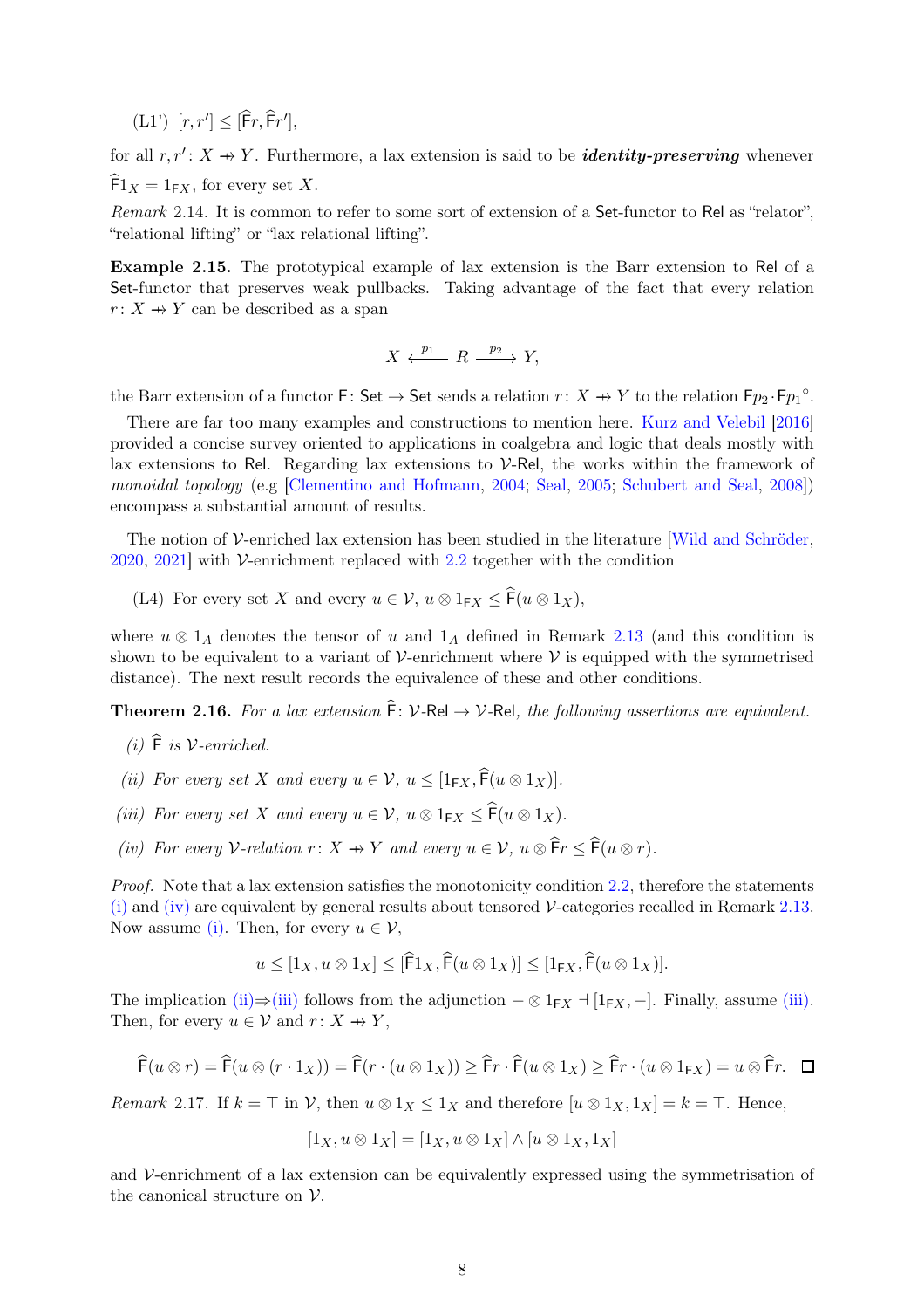(L1') $[r, r'] \leq [\widehat{\mathsf{F}}r, \widehat{\mathsf{F}}r']$,

for all $r, r' \colon X \nrightarrow Y$. Furthermore, a lax extension is said to be ***identity-preserving*** whenever $\widehat{\mathsf{F}}1_X = 1_{\mathsf{F}X}$, for every set $X$.

*Remark* 2.14. It is common to refer to some sort of extension of a Set-functor to Rel as "relator", "relational lifting" or "lax relational lifting".

**Example 2.15.** The prototypical example of lax extension is the Barr extension to Rel of a Set-functor that preserves weak pullbacks. Taking advantage of the fact that every relation $r \colon X \nrightarrow Y$ can be described as a span

$$X \xleftarrow{\;p_1\;} R \xrightarrow{\;p_2\;} Y,$$

the Barr extension of a functor $\mathsf{F} \colon \mathsf{Set} \to \mathsf{Set}$ sends a relation $r \colon X \nrightarrow Y$ to the relation $\mathsf{F}p_2 \cdot \mathsf{F}p_1^\circ$.

There are far too many examples and constructions to mention here. Kurz and Velebil [2016] provided a concise survey oriented to applications in coalgebra and logic that deals mostly with lax extensions to Rel. Regarding lax extensions to $\mathcal{V}$-Rel, the works within the framework of *monoidal topology* (e.g [Clementino and Hofmann, 2004; Seal, 2005; Schubert and Seal, 2008]) encompass a substantial amount of results.

The notion of $\mathcal{V}$-enriched lax extension has been studied in the literature [Wild and Schröder, 2020, 2021] with $\mathcal{V}$-enrichment replaced with 2.2 together with the condition

(L4) For every set $X$ and every $u \in \mathcal{V}$, $u \otimes 1_{\mathsf{F}X} \leq \widehat{\mathsf{F}}(u \otimes 1_X)$,

where $u \otimes 1_A$ denotes the tensor of $u$ and $1_A$ defined in Remark 2.13 (and this condition is shown to be equivalent to a variant of $\mathcal{V}$-enrichment where $\mathcal{V}$ is equipped with the symmetrised distance). The next result records the equivalence of these and other conditions.

**Theorem 2.16.** *For a lax extension $\widehat{\mathsf{F}} \colon \mathcal{V}\text{-}\mathsf{Rel} \to \mathcal{V}\text{-}\mathsf{Rel}$, the following assertions are equivalent.*

*(i) $\widehat{\mathsf{F}}$ is $\mathcal{V}$-enriched.*

*(ii) For every set $X$ and every $u \in \mathcal{V}$, $u \leq [1_{\mathsf{F}X}, \widehat{\mathsf{F}}(u \otimes 1_X)]$.*

*(iii) For every set $X$ and every $u \in \mathcal{V}$, $u \otimes 1_{\mathsf{F}X} \leq \widehat{\mathsf{F}}(u \otimes 1_X)$.*

*(iv) For every $\mathcal{V}$-relation $r \colon X \nrightarrow Y$ and every $u \in \mathcal{V}$, $u \otimes \widehat{\mathsf{F}}r \leq \widehat{\mathsf{F}}(u \otimes r)$.*

*Proof.* Note that a lax extension satisfies the monotonicity condition 2.2, therefore the statements (i) and (iv) are equivalent by general results about tensored $\mathcal{V}$-categories recalled in Remark 2.13. Now assume (i). Then, for every $u \in \mathcal{V}$,

$$u \leq [1_X, u \otimes 1_X] \leq [\widehat{\mathsf{F}}1_X, \widehat{\mathsf{F}}(u \otimes 1_X)] \leq [1_{\mathsf{F}X}, \widehat{\mathsf{F}}(u \otimes 1_X)].$$

The implication (ii)$\Rightarrow$(iii) follows from the adjunction $- \otimes 1_{\mathsf{F}X} \dashv [1_{\mathsf{F}X}, -]$. Finally, assume (iii). Then, for every $u \in \mathcal{V}$ and $r \colon X \nrightarrow Y$,

$$\widehat{\mathsf{F}}(u \otimes r) = \widehat{\mathsf{F}}(u \otimes (r \cdot 1_X)) = \widehat{\mathsf{F}}(r \cdot (u \otimes 1_X)) \geq \widehat{\mathsf{F}}r \cdot \widehat{\mathsf{F}}(u \otimes 1_X) \geq \widehat{\mathsf{F}}r \cdot (u \otimes 1_{\mathsf{F}X}) = u \otimes \widehat{\mathsf{F}}r. \quad \square$$

*Remark* 2.17. If $k = \top$ in $\mathcal{V}$, then $u \otimes 1_X \leq 1_X$ and therefore $[u \otimes 1_X, 1_X] = k = \top$. Hence,

$$[1_X, u \otimes 1_X] = [1_X, u \otimes 1_X] \wedge [u \otimes 1_X, 1_X]$$

and $\mathcal{V}$-enrichment of a lax extension can be equivalently expressed using the symmetrisation of the canonical structure on $\mathcal{V}$.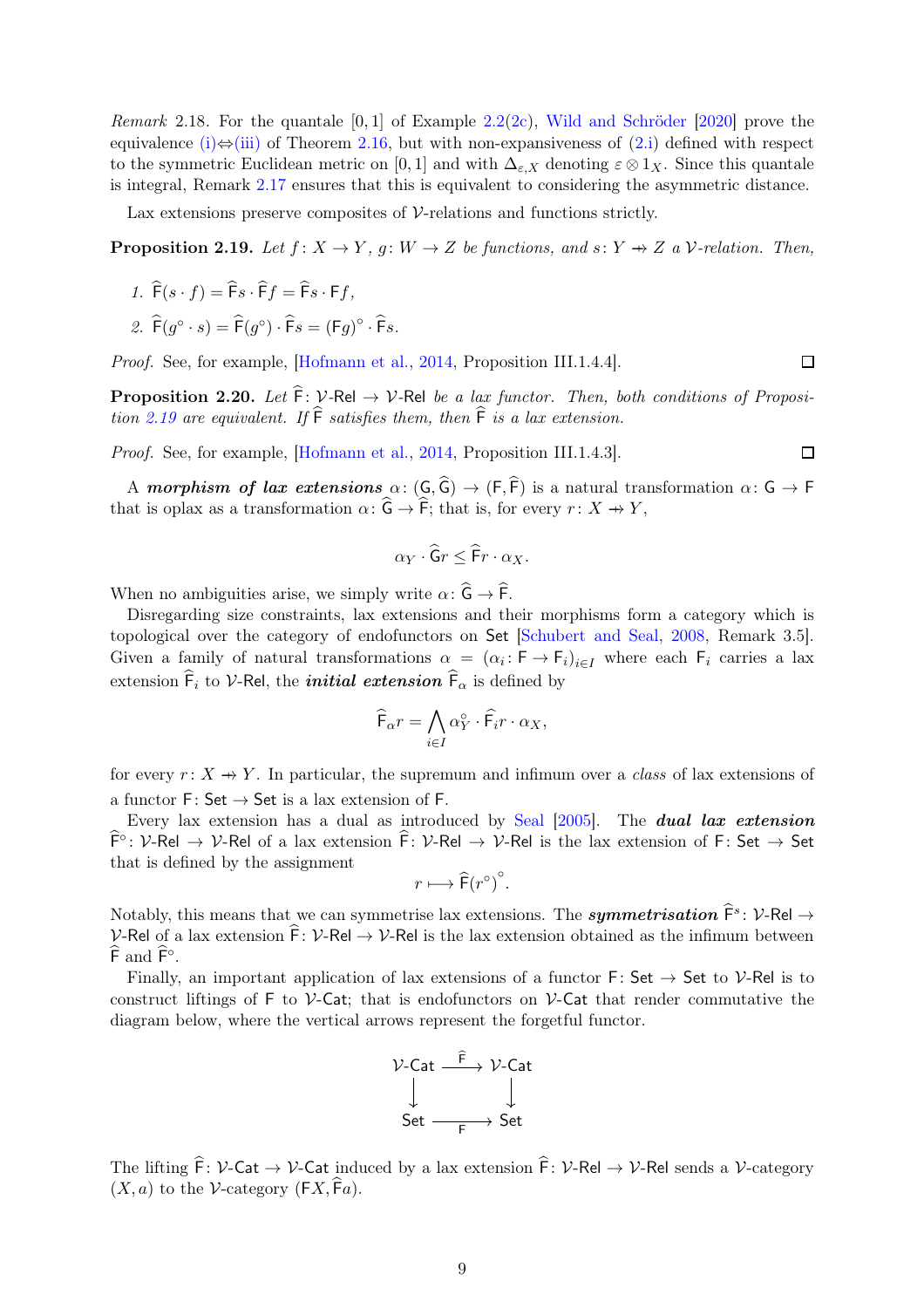*Remark* 2.18. For the quantale $[0,1]$ of Example 2.2(2c), Wild and Schröder [2020] prove the equivalence (i)⇔(iii) of Theorem 2.16, but with non-expansiveness of (2.i) defined with respect to the symmetric Euclidean metric on $[0,1]$ and with $\Delta_{\varepsilon,X}$ denoting $\varepsilon \otimes 1_X$. Since this quantale is integral, Remark 2.17 ensures that this is equivalent to considering the asymmetric distance.

Lax extensions preserve composites of $\mathcal{V}$-relations and functions strictly.

**Proposition 2.19.** *Let $f\colon X \to Y$, $g\colon W \to Z$ be functions, and $s\colon Y \nrightarrow Z$ a $\mathcal{V}$-relation. Then,*

1. $\widehat{\mathsf{F}}(s \cdot f) = \widehat{\mathsf{F}}s \cdot \widehat{\mathsf{F}}f = \widehat{\mathsf{F}}s \cdot \mathsf{F}f$,
2. $\widehat{\mathsf{F}}(g^\circ \cdot s) = \widehat{\mathsf{F}}(g^\circ) \cdot \widehat{\mathsf{F}}s = (\mathsf{F}g)^\circ \cdot \widehat{\mathsf{F}}s$.

*Proof.* See, for example, [Hofmann et al., 2014, Proposition III.1.4.4]. □

**Proposition 2.20.** *Let $\widehat{\mathsf{F}}\colon \mathcal{V}\text{-}\mathsf{Rel} \to \mathcal{V}\text{-}\mathsf{Rel}$ be a lax functor. Then, both conditions of Proposition 2.19 are equivalent. If $\widehat{\mathsf{F}}$ satisfies them, then $\widehat{\mathsf{F}}$ is a lax extension.*

*Proof.* See, for example, [Hofmann et al., 2014, Proposition III.1.4.3]. □

A ***morphism of lax extensions*** $\alpha\colon (\mathsf{G}, \widehat{\mathsf{G}}) \to (\mathsf{F}, \widehat{\mathsf{F}})$ is a natural transformation $\alpha\colon \mathsf{G} \to \mathsf{F}$ that is oplax as a transformation $\alpha\colon \widehat{\mathsf{G}} \to \widehat{\mathsf{F}}$; that is, for every $r\colon X \nrightarrow Y$,

$$\alpha_Y \cdot \widehat{\mathsf{G}}r \leq \widehat{\mathsf{F}}r \cdot \alpha_X.$$

When no ambiguities arise, we simply write $\alpha\colon \widehat{\mathsf{G}} \to \widehat{\mathsf{F}}$.

Disregarding size constraints, lax extensions and their morphisms form a category which is topological over the category of endofunctors on $\mathsf{Set}$ [Schubert and Seal, 2008, Remark 3.5]. Given a family of natural transformations $\alpha = (\alpha_i\colon \mathsf{F} \to \mathsf{F}_i)_{i \in I}$ where each $\mathsf{F}_i$ carries a lax extension $\widehat{\mathsf{F}}_i$ to $\mathcal{V}\text{-}\mathsf{Rel}$, the ***initial extension*** $\widehat{\mathsf{F}}_\alpha$ is defined by

$$\widehat{\mathsf{F}}_\alpha r = \bigwedge_{i \in I} \alpha_Y^\circ \cdot \widehat{\mathsf{F}}_i r \cdot \alpha_X,$$

for every $r\colon X \nrightarrow Y$. In particular, the supremum and infimum over a *class* of lax extensions of a functor $\mathsf{F}\colon \mathsf{Set} \to \mathsf{Set}$ is a lax extension of $\mathsf{F}$.

Every lax extension has a dual as introduced by Seal [2005]. The ***dual lax extension*** $\widehat{\mathsf{F}}^\circ\colon \mathcal{V}\text{-}\mathsf{Rel} \to \mathcal{V}\text{-}\mathsf{Rel}$ of a lax extension $\widehat{\mathsf{F}}\colon \mathcal{V}\text{-}\mathsf{Rel} \to \mathcal{V}\text{-}\mathsf{Rel}$ is the lax extension of $\mathsf{F}\colon \mathsf{Set} \to \mathsf{Set}$ that is defined by the assignment

$$r \longmapsto \widehat{\mathsf{F}}(r^\circ)^\circ.$$

Notably, this means that we can symmetrise lax extensions. The ***symmetrisation*** $\widehat{\mathsf{F}}^s\colon \mathcal{V}\text{-}\mathsf{Rel} \to \mathcal{V}\text{-}\mathsf{Rel}$ of a lax extension $\widehat{\mathsf{F}}\colon \mathcal{V}\text{-}\mathsf{Rel} \to \mathcal{V}\text{-}\mathsf{Rel}$ is the lax extension obtained as the infimum between $\widehat{\mathsf{F}}$ and $\widehat{\mathsf{F}}^\circ$.

Finally, an important application of lax extensions of a functor $\mathsf{F}\colon \mathsf{Set} \to \mathsf{Set}$ to $\mathcal{V}\text{-}\mathsf{Rel}$ is to construct liftings of $\mathsf{F}$ to $\mathcal{V}\text{-}\mathsf{Cat}$; that is endofunctors on $\mathcal{V}\text{-}\mathsf{Cat}$ that render commutative the diagram below, where the vertical arrows represent the forgetful functor.

$$\begin{array}{ccc} \mathcal{V}\text{-}\mathsf{Cat} & \xrightarrow{\widehat{\mathsf{F}}} & \mathcal{V}\text{-}\mathsf{Cat} \\ \downarrow & & \downarrow \\ \mathsf{Set} & \xrightarrow[\mathsf{F}]{} & \mathsf{Set} \end{array}$$

The lifting $\widehat{\mathsf{F}}\colon \mathcal{V}\text{-}\mathsf{Cat} \to \mathcal{V}\text{-}\mathsf{Cat}$ induced by a lax extension $\widehat{\mathsf{F}}\colon \mathcal{V}\text{-}\mathsf{Rel} \to \mathcal{V}\text{-}\mathsf{Rel}$ sends a $\mathcal{V}$-category $(X, a)$ to the $\mathcal{V}$-category $(\mathsf{F}X, \widehat{\mathsf{F}}a)$.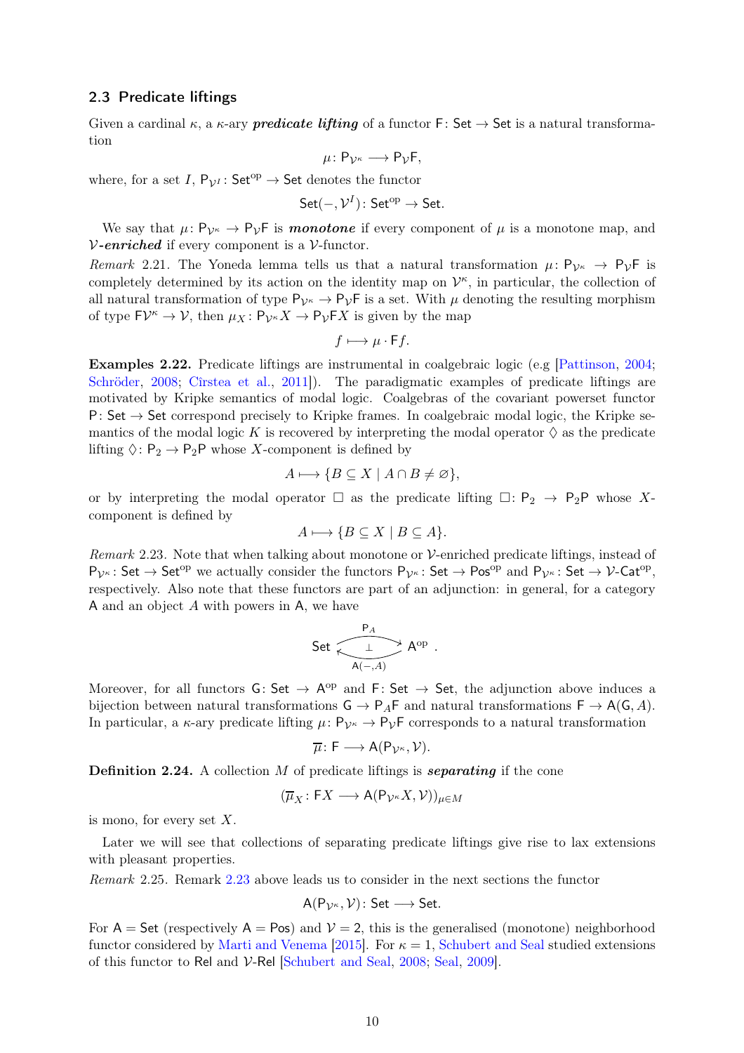### 2.3 Predicate liftings

Given a cardinal $\kappa$, a $\kappa$-ary ***predicate lifting*** of a functor $\mathsf{F}\colon \mathsf{Set} \to \mathsf{Set}$ is a natural transformation

$$\mu\colon \mathsf{P}_{\mathcal{V}^\kappa} \longrightarrow \mathsf{P}_{\mathcal{V}}\mathsf{F},$$

where, for a set $I$, $\mathsf{P}_{\mathcal{V}^I}\colon \mathsf{Set}^{\mathrm{op}} \to \mathsf{Set}$ denotes the functor

$$\mathsf{Set}(-, \mathcal{V}^I)\colon \mathsf{Set}^{\mathrm{op}} \to \mathsf{Set}.$$

We say that $\mu\colon \mathsf{P}_{\mathcal{V}^\kappa} \to \mathsf{P}_{\mathcal{V}}\mathsf{F}$ is ***monotone*** if every component of $\mu$ is a monotone map, and ***$\mathcal{V}$-enriched*** if every component is a $\mathcal{V}$-functor.

*Remark* 2.21. The Yoneda lemma tells us that a natural transformation $\mu\colon \mathsf{P}_{\mathcal{V}^\kappa} \to \mathsf{P}_{\mathcal{V}}\mathsf{F}$ is completely determined by its action on the identity map on $\mathcal{V}^\kappa$, in particular, the collection of all natural transformation of type $\mathsf{P}_{\mathcal{V}^\kappa} \to \mathsf{P}_{\mathcal{V}}\mathsf{F}$ is a set. With $\mu$ denoting the resulting morphism of type $\mathsf{F}\mathcal{V}^\kappa \to \mathcal{V}$, then $\mu_X\colon \mathsf{P}_{\mathcal{V}^\kappa}X \to \mathsf{P}_{\mathcal{V}}\mathsf{F}X$ is given by the map

$$f \longmapsto \mu \cdot \mathsf{F}f.$$

**Examples 2.22.** Predicate liftings are instrumental in coalgebraic logic (e.g [Pattinson, 2004; Schröder, 2008; Cîrstea et al., 2011]). The paradigmatic examples of predicate liftings are motivated by Kripke semantics of modal logic. Coalgebras of the covariant powerset functor $\mathsf{P}\colon \mathsf{Set} \to \mathsf{Set}$ correspond precisely to Kripke frames. In coalgebraic modal logic, the Kripke semantics of the modal logic $K$ is recovered by interpreting the modal operator $\Diamond$ as the predicate lifting $\Diamond\colon \mathsf{P}_2 \to \mathsf{P}_2\mathsf{P}$ whose $X$-component is defined by

$$A \longmapsto \{B \subseteq X \mid A \cap B \neq \varnothing\},$$

or by interpreting the modal operator $\Box$ as the predicate lifting $\Box\colon \mathsf{P}_2 \to \mathsf{P}_2\mathsf{P}$ whose $X$-component is defined by

$$A \longmapsto \{B \subseteq X \mid B \subseteq A\}.$$

*Remark* 2.23. Note that when talking about monotone or $\mathcal{V}$-enriched predicate liftings, instead of $\mathsf{P}_{\mathcal{V}^\kappa}\colon \mathsf{Set} \to \mathsf{Set}^{\mathrm{op}}$ we actually consider the functors $\mathsf{P}_{\mathcal{V}^\kappa}\colon \mathsf{Set} \to \mathsf{Pos}^{\mathrm{op}}$ and $\mathsf{P}_{\mathcal{V}^\kappa}\colon \mathsf{Set} \to \mathcal{V}\text{-}\mathsf{Cat}^{\mathrm{op}}$, respectively. Also note that these functors are part of an adjunction: in general, for a category $\mathsf{A}$ and an object $A$ with powers in $\mathsf{A}$, we have

$$\mathsf{Set} \underset{\mathsf{A}(-,A)}{\overset{\mathsf{P}_A}{\rightleftarrows}} \mathsf{A}^{\mathrm{op}} \quad (\bot).$$

Moreover, for all functors $\mathsf{G}\colon \mathsf{Set} \to \mathsf{A}^{\mathrm{op}}$ and $\mathsf{F}\colon \mathsf{Set} \to \mathsf{Set}$, the adjunction above induces a bijection between natural transformations $\mathsf{G} \to \mathsf{P}_A\mathsf{F}$ and natural transformations $\mathsf{F} \to \mathsf{A}(\mathsf{G}, A)$. In particular, a $\kappa$-ary predicate lifting $\mu\colon \mathsf{P}_{\mathcal{V}^\kappa} \to \mathsf{P}_{\mathcal{V}}\mathsf{F}$ corresponds to a natural transformation

$$\overline{\mu}\colon \mathsf{F} \longrightarrow \mathsf{A}(\mathsf{P}_{\mathcal{V}^\kappa}, \mathcal{V}).$$

**Definition 2.24.** A collection $M$ of predicate liftings is ***separating*** if the cone

$$(\overline{\mu}_X\colon \mathsf{F}X \longrightarrow \mathsf{A}(\mathsf{P}_{\mathcal{V}^\kappa}X, \mathcal{V}))_{\mu \in M}$$

is mono, for every set $X$.

Later we will see that collections of separating predicate liftings give rise to lax extensions with pleasant properties.

*Remark* 2.25. Remark 2.23 above leads us to consider in the next sections the functor

$$\mathsf{A}(\mathsf{P}_{\mathcal{V}^\kappa}, \mathcal{V})\colon \mathsf{Set} \longrightarrow \mathsf{Set}.$$

For $\mathsf{A} = \mathsf{Set}$ (respectively $\mathsf{A} = \mathsf{Pos}$) and $\mathcal{V} = 2$, this is the generalised (monotone) neighborhood functor considered by Marti and Venema [2015]. For $\kappa = 1$, Schubert and Seal studied extensions of this functor to $\mathsf{Rel}$ and $\mathcal{V}$-$\mathsf{Rel}$ [Schubert and Seal, 2008; Seal, 2009].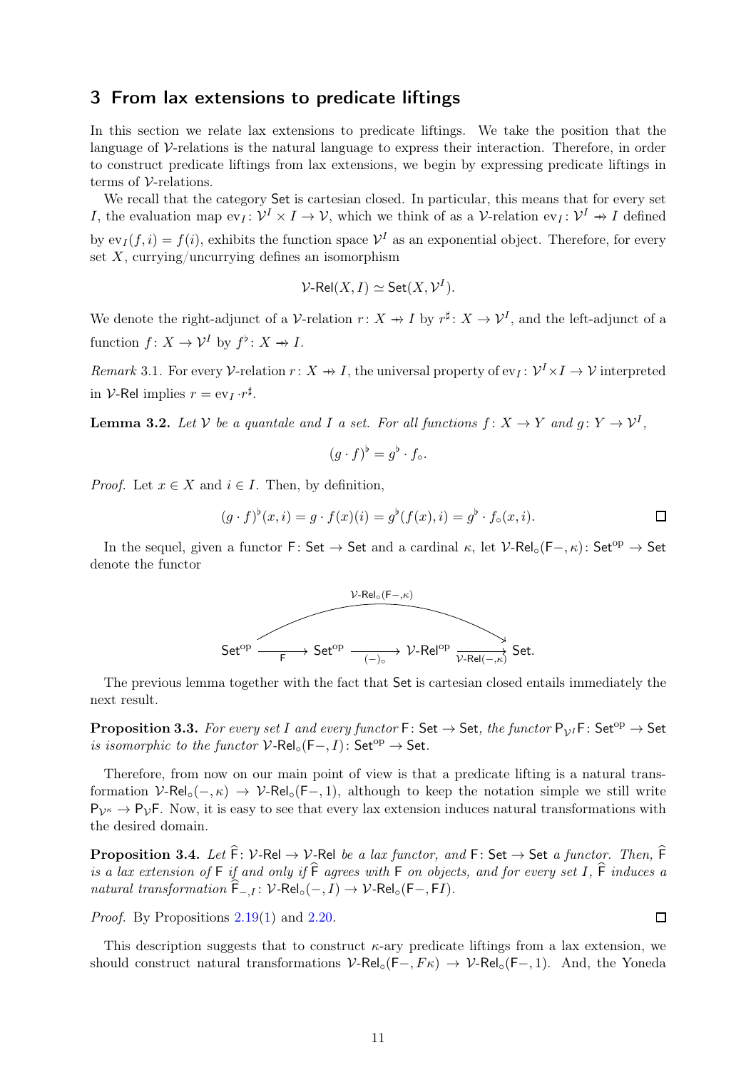## 3 From lax extensions to predicate liftings

In this section we relate lax extensions to predicate liftings. We take the position that the language of $\mathcal{V}$-relations is the natural language to express their interaction. Therefore, in order to construct predicate liftings from lax extensions, we begin by expressing predicate liftings in terms of $\mathcal{V}$-relations.

We recall that the category $\mathsf{Set}$ is cartesian closed. In particular, this means that for every set $I$, the evaluation map $\mathrm{ev}_I \colon \mathcal{V}^I \times I \to \mathcal{V}$, which we think of as a $\mathcal{V}$-relation $\mathrm{ev}_I \colon \mathcal{V}^I \nrightarrow I$ defined by $\mathrm{ev}_I(f, i) = f(i)$, exhibits the function space $\mathcal{V}^I$ as an exponential object. Therefore, for every set $X$, currying/uncurrying defines an isomorphism

$$\mathcal{V}\text{-}\mathsf{Rel}(X, I) \simeq \mathsf{Set}(X, \mathcal{V}^I).$$

We denote the right-adjunct of a $\mathcal{V}$-relation $r \colon X \nrightarrow I$ by $r^\sharp \colon X \to \mathcal{V}^I$, and the left-adjunct of a function $f \colon X \to \mathcal{V}^I$ by $f^\flat \colon X \nrightarrow I$.

*Remark* 3.1. For every $\mathcal{V}$-relation $r \colon X \nrightarrow I$, the universal property of $\mathrm{ev}_I \colon \mathcal{V}^I \times I \to \mathcal{V}$ interpreted in $\mathcal{V}\text{-}\mathsf{Rel}$ implies $r = \mathrm{ev}_I \cdot r^\sharp$.

**Lemma 3.2.** *Let $\mathcal{V}$ be a quantale and $I$ a set. For all functions $f \colon X \to Y$ and $g \colon Y \to \mathcal{V}^I$,*

$$(g \cdot f)^\flat = g^\flat \cdot f_\circ.$$

*Proof.* Let $x \in X$ and $i \in I$. Then, by definition,

$$(g \cdot f)^\flat(x, i) = g \cdot f(x)(i) = g^\flat(f(x), i) = g^\flat \cdot f_\circ(x, i).$$ ◻

In the sequel, given a functor $\mathsf{F} \colon \mathsf{Set} \to \mathsf{Set}$ and a cardinal $\kappa$, let $\mathcal{V}\text{-}\mathsf{Rel}_\circ(\mathsf{F}-, \kappa) \colon \mathsf{Set}^{\mathrm{op}} \to \mathsf{Set}$ denote the functor

$$\mathsf{Set}^{\mathrm{op}} \xrightarrow{\ \mathsf{F}\ } \mathsf{Set}^{\mathrm{op}} \xrightarrow{\ (-)_\circ\ } \mathcal{V}\text{-}\mathsf{Rel}^{\mathrm{op}} \xrightarrow{\ \mathcal{V}\text{-}\mathsf{Rel}(-,\kappa)\ } \mathsf{Set}.$$

(the composite being labelled $\mathcal{V}\text{-}\mathsf{Rel}_\circ(\mathsf{F}-,\kappa)$.)

The previous lemma together with the fact that $\mathsf{Set}$ is cartesian closed entails immediately the next result.

**Proposition 3.3.** *For every set $I$ and every functor $\mathsf{F} \colon \mathsf{Set} \to \mathsf{Set}$, the functor $\mathsf{P}_{\mathcal{V}^I}\mathsf{F} \colon \mathsf{Set}^{\mathrm{op}} \to \mathsf{Set}$ is isomorphic to the functor $\mathcal{V}\text{-}\mathsf{Rel}_\circ(\mathsf{F}-, I) \colon \mathsf{Set}^{\mathrm{op}} \to \mathsf{Set}$.*

Therefore, from now on our main point of view is that a predicate lifting is a natural transformation $\mathcal{V}\text{-}\mathsf{Rel}_\circ(-, \kappa) \to \mathcal{V}\text{-}\mathsf{Rel}_\circ(\mathsf{F}-, 1)$, although to keep the notation simple we still write $\mathsf{P}_{\mathcal{V}^\kappa} \to \mathsf{P}_{\mathcal{V}}\mathsf{F}$. Now, it is easy to see that every lax extension induces natural transformations with the desired domain.

**Proposition 3.4.** *Let $\widehat{\mathsf{F}} \colon \mathcal{V}\text{-}\mathsf{Rel} \to \mathcal{V}\text{-}\mathsf{Rel}$ be a lax functor, and $\mathsf{F} \colon \mathsf{Set} \to \mathsf{Set}$ a functor. Then, $\widehat{\mathsf{F}}$ is a lax extension of $\mathsf{F}$ if and only if $\widehat{\mathsf{F}}$ agrees with $\mathsf{F}$ on objects, and for every set $I$, $\widehat{\mathsf{F}}$ induces a natural transformation $\widehat{\mathsf{F}}_{-,I} \colon \mathcal{V}\text{-}\mathsf{Rel}_\circ(-, I) \to \mathcal{V}\text{-}\mathsf{Rel}_\circ(\mathsf{F}-, \mathsf{F}I)$.*

*Proof.* By Propositions 2.19(1) and 2.20. ◻

This description suggests that to construct $\kappa$-ary predicate liftings from a lax extension, we should construct natural transformations $\mathcal{V}\text{-}\mathsf{Rel}_\circ(\mathsf{F}-, F\kappa) \to \mathcal{V}\text{-}\mathsf{Rel}_\circ(\mathsf{F}-, 1)$. And, the Yoneda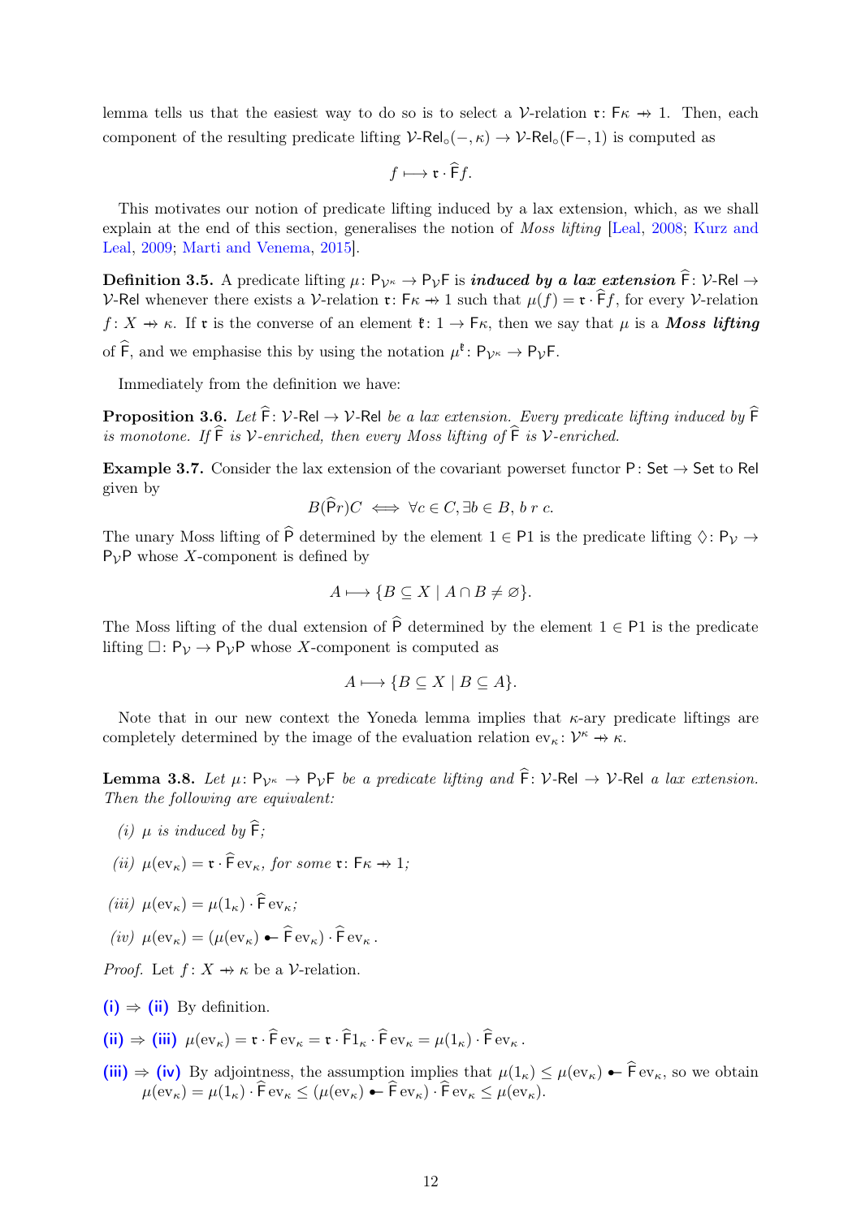lemma tells us that the easiest way to do so is to select a $\mathcal{V}$-relation $\mathfrak{r}\colon \mathsf{F}\kappa \nrightarrow 1$. Then, each component of the resulting predicate lifting $\mathcal{V}\text{-}\mathsf{Rel}_\circ(-,\kappa) \to \mathcal{V}\text{-}\mathsf{Rel}_\circ(\mathsf{F}-,1)$ is computed as

$$f \longmapsto \mathfrak{r} \cdot \widehat{\mathsf{F}} f.$$

This motivates our notion of predicate lifting induced by a lax extension, which, as we shall explain at the end of this section, generalises the notion of *Moss lifting* [Leal, 2008; Kurz and Leal, 2009; Marti and Venema, 2015].

**Definition 3.5.** A predicate lifting $\mu\colon \mathsf{P}_{\mathcal{V}^\kappa} \to \mathsf{P}_{\mathcal{V}}\mathsf{F}$ is ***induced by a lax extension*** $\widehat{\mathsf{F}}\colon \mathcal{V}\text{-}\mathsf{Rel} \to \mathcal{V}\text{-}\mathsf{Rel}$ whenever there exists a $\mathcal{V}$-relation $\mathfrak{r}\colon \mathsf{F}\kappa \nrightarrow 1$ such that $\mu(f) = \mathfrak{r} \cdot \widehat{\mathsf{F}} f$, for every $\mathcal{V}$-relation $f\colon X \nrightarrow \kappa$. If $\mathfrak{r}$ is the converse of an element $\mathfrak{k}\colon 1 \to \mathsf{F}\kappa$, then we say that $\mu$ is a ***Moss lifting*** of $\widehat{\mathsf{F}}$, and we emphasise this by using the notation $\mu^{\mathfrak{k}}\colon \mathsf{P}_{\mathcal{V}^\kappa} \to \mathsf{P}_{\mathcal{V}}\mathsf{F}$.

Immediately from the definition we have:

**Proposition 3.6.** *Let $\widehat{\mathsf{F}}\colon \mathcal{V}\text{-}\mathsf{Rel} \to \mathcal{V}\text{-}\mathsf{Rel}$ be a lax extension. Every predicate lifting induced by $\widehat{\mathsf{F}}$ is monotone. If $\widehat{\mathsf{F}}$ is $\mathcal{V}$-enriched, then every Moss lifting of $\widehat{\mathsf{F}}$ is $\mathcal{V}$-enriched.*

**Example 3.7.** Consider the lax extension of the covariant powerset functor $\mathsf{P}\colon \mathsf{Set} \to \mathsf{Set}$ to $\mathsf{Rel}$ given by

$$B(\widehat{\mathsf{P}}r)C \iff \forall c \in C, \exists b \in B,\, b\ r\ c.$$

The unary Moss lifting of $\widehat{\mathsf{P}}$ determined by the element $1 \in \mathsf{P}1$ is the predicate lifting $\Diamond\colon \mathsf{P}_{\mathcal{V}} \to \mathsf{P}_{\mathcal{V}}\mathsf{P}$ whose $X$-component is defined by

$$A \longmapsto \{B \subseteq X \mid A \cap B \neq \varnothing\}.$$

The Moss lifting of the dual extension of $\widehat{\mathsf{P}}$ determined by the element $1 \in \mathsf{P}1$ is the predicate lifting $\Box\colon \mathsf{P}_{\mathcal{V}} \to \mathsf{P}_{\mathcal{V}}\mathsf{P}$ whose $X$-component is computed as

$$A \longmapsto \{B \subseteq X \mid B \subseteq A\}.$$

Note that in our new context the Yoneda lemma implies that $\kappa$-ary predicate liftings are completely determined by the image of the evaluation relation $\mathrm{ev}_\kappa\colon \mathcal{V}^\kappa \nrightarrow \kappa$.

**Lemma 3.8.** *Let $\mu\colon \mathsf{P}_{\mathcal{V}^\kappa} \to \mathsf{P}_{\mathcal{V}}\mathsf{F}$ be a predicate lifting and $\widehat{\mathsf{F}}\colon \mathcal{V}\text{-}\mathsf{Rel} \to \mathcal{V}\text{-}\mathsf{Rel}$ a lax extension. Then the following are equivalent:*

*(i)* $\mu$ *is induced by* $\widehat{\mathsf{F}}$*;*

*(ii)* $\mu(\mathrm{ev}_\kappa) = \mathfrak{r} \cdot \widehat{\mathsf{F}}\,\mathrm{ev}_\kappa$*, for some* $\mathfrak{r}\colon \mathsf{F}\kappa \nrightarrow 1$*;*

*(iii)* $\mu(\mathrm{ev}_\kappa) = \mu(1_\kappa) \cdot \widehat{\mathsf{F}}\,\mathrm{ev}_\kappa$*;*

*(iv)* $\mu(\mathrm{ev}_\kappa) = (\mu(\mathrm{ev}_\kappa) \multimapdotinv \widehat{\mathsf{F}}\,\mathrm{ev}_\kappa) \cdot \widehat{\mathsf{F}}\,\mathrm{ev}_\kappa$.

*Proof.* Let $f\colon X \nrightarrow \kappa$ be a $\mathcal{V}$-relation.

(i) $\Rightarrow$ (ii) By definition.

(ii) $\Rightarrow$ (iii) $\mu(\mathrm{ev}_\kappa) = \mathfrak{r} \cdot \widehat{\mathsf{F}}\,\mathrm{ev}_\kappa = \mathfrak{r} \cdot \widehat{\mathsf{F}}1_\kappa \cdot \widehat{\mathsf{F}}\,\mathrm{ev}_\kappa = \mu(1_\kappa) \cdot \widehat{\mathsf{F}}\,\mathrm{ev}_\kappa$.

(iii) $\Rightarrow$ (iv) By adjointness, the assumption implies that $\mu(1_\kappa) \leq \mu(\mathrm{ev}_\kappa) \multimapdotinv \widehat{\mathsf{F}}\,\mathrm{ev}_\kappa$, so we obtain $\mu(\mathrm{ev}_\kappa) = \mu(1_\kappa) \cdot \widehat{\mathsf{F}}\,\mathrm{ev}_\kappa \leq (\mu(\mathrm{ev}_\kappa) \multimapdotinv \widehat{\mathsf{F}}\,\mathrm{ev}_\kappa) \cdot \widehat{\mathsf{F}}\,\mathrm{ev}_\kappa \leq \mu(\mathrm{ev}_\kappa)$.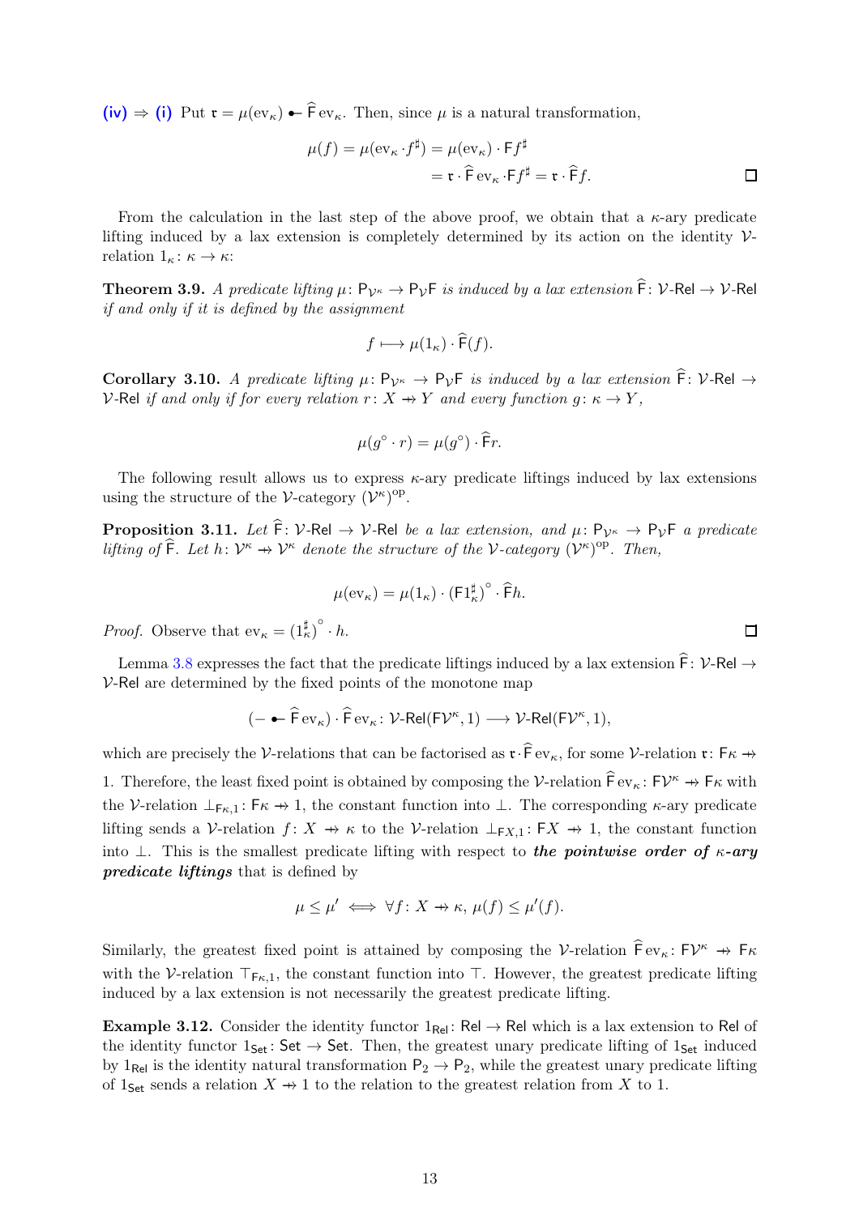(iv) ⇒ (i) Put $\mathfrak{r} = \mu(\mathrm{ev}_\kappa) \multimap \widehat{\mathsf{F}}\,\mathrm{ev}_\kappa$. Then, since $\mu$ is a natural transformation,

$$\begin{aligned}\mu(f) = \mu(\mathrm{ev}_\kappa \cdot f^\sharp) &= \mu(\mathrm{ev}_\kappa) \cdot \mathsf{F}f^\sharp \\ &= \mathfrak{r} \cdot \widehat{\mathsf{F}}\,\mathrm{ev}_\kappa \cdot \mathsf{F}f^\sharp = \mathfrak{r} \cdot \widehat{\mathsf{F}}f.\end{aligned}$$

□

From the calculation in the last step of the above proof, we obtain that a $\kappa$-ary predicate lifting induced by a lax extension is completely determined by its action on the identity $\mathcal{V}$-relation $1_\kappa \colon \kappa \to \kappa$:

**Theorem 3.9.** *A predicate lifting $\mu \colon \mathsf{P}_{\mathcal{V}^\kappa} \to \mathsf{P}_{\mathcal{V}}\mathsf{F}$ is induced by a lax extension $\widehat{\mathsf{F}} \colon \mathcal{V}\text{-}\mathsf{Rel} \to \mathcal{V}\text{-}\mathsf{Rel}$ if and only if it is defined by the assignment*

$$f \longmapsto \mu(1_\kappa) \cdot \widehat{\mathsf{F}}(f).$$

**Corollary 3.10.** *A predicate lifting $\mu \colon \mathsf{P}_{\mathcal{V}^\kappa} \to \mathsf{P}_{\mathcal{V}}\mathsf{F}$ is induced by a lax extension $\widehat{\mathsf{F}} \colon \mathcal{V}\text{-}\mathsf{Rel} \to \mathcal{V}\text{-}\mathsf{Rel}$ if and only if for every relation $r \colon X \nrightarrow Y$ and every function $g \colon \kappa \to Y$,*

$$\mu(g^\circ \cdot r) = \mu(g^\circ) \cdot \widehat{\mathsf{F}}r.$$

The following result allows us to express $\kappa$-ary predicate liftings induced by lax extensions using the structure of the $\mathcal{V}$-category $(\mathcal{V}^\kappa)^{\mathrm{op}}$.

**Proposition 3.11.** *Let $\widehat{\mathsf{F}} \colon \mathcal{V}\text{-}\mathsf{Rel} \to \mathcal{V}\text{-}\mathsf{Rel}$ be a lax extension, and $\mu \colon \mathsf{P}_{\mathcal{V}^\kappa} \to \mathsf{P}_{\mathcal{V}}\mathsf{F}$ a predicate lifting of $\widehat{\mathsf{F}}$. Let $h \colon \mathcal{V}^\kappa \nrightarrow \mathcal{V}^\kappa$ denote the structure of the $\mathcal{V}$-category $(\mathcal{V}^\kappa)^{\mathrm{op}}$. Then,*

$$\mu(\mathrm{ev}_\kappa) = \mu(1_\kappa) \cdot (\mathsf{F}1_\kappa^\sharp)^\circ \cdot \widehat{\mathsf{F}}h.$$

*Proof.* Observe that $\mathrm{ev}_\kappa = (1_\kappa^\sharp)^\circ \cdot h$. □

Lemma 3.8 expresses the fact that the predicate liftings induced by a lax extension $\widehat{\mathsf{F}} \colon \mathcal{V}\text{-}\mathsf{Rel} \to \mathcal{V}\text{-}\mathsf{Rel}$ are determined by the fixed points of the monotone map

$$(- \multimap \widehat{\mathsf{F}}\,\mathrm{ev}_\kappa) \cdot \widehat{\mathsf{F}}\,\mathrm{ev}_\kappa \colon \mathcal{V}\text{-}\mathsf{Rel}(\mathsf{F}\mathcal{V}^\kappa, 1) \longrightarrow \mathcal{V}\text{-}\mathsf{Rel}(\mathsf{F}\mathcal{V}^\kappa, 1),$$

which are precisely the $\mathcal{V}$-relations that can be factorised as $\mathfrak{r} \cdot \widehat{\mathsf{F}}\,\mathrm{ev}_\kappa$, for some $\mathcal{V}$-relation $\mathfrak{r} \colon \mathsf{F}\kappa \nrightarrow 1$. Therefore, the least fixed point is obtained by composing the $\mathcal{V}$-relation $\widehat{\mathsf{F}}\,\mathrm{ev}_\kappa \colon \mathsf{F}\mathcal{V}^\kappa \nrightarrow \mathsf{F}\kappa$ with the $\mathcal{V}$-relation $\bot_{\mathsf{F}\kappa,1} \colon \mathsf{F}\kappa \nrightarrow 1$, the constant function into $\bot$. The corresponding $\kappa$-ary predicate lifting sends a $\mathcal{V}$-relation $f \colon X \nrightarrow \kappa$ to the $\mathcal{V}$-relation $\bot_{\mathsf{F}X,1} \colon \mathsf{F}X \nrightarrow 1$, the constant function into $\bot$. This is the smallest predicate lifting with respect to ***the pointwise order of $\kappa$-ary predicate liftings*** that is defined by

$$\mu \leq \mu' \iff \forall f \colon X \nrightarrow \kappa,\ \mu(f) \leq \mu'(f).$$

Similarly, the greatest fixed point is attained by composing the $\mathcal{V}$-relation $\widehat{\mathsf{F}}\,\mathrm{ev}_\kappa \colon \mathsf{F}\mathcal{V}^\kappa \nrightarrow \mathsf{F}\kappa$ with the $\mathcal{V}$-relation $\top_{\mathsf{F}\kappa,1}$, the constant function into $\top$. However, the greatest predicate lifting induced by a lax extension is not necessarily the greatest predicate lifting.

**Example 3.12.** Consider the identity functor $1_{\mathsf{Rel}} \colon \mathsf{Rel} \to \mathsf{Rel}$ which is a lax extension to $\mathsf{Rel}$ of the identity functor $1_{\mathsf{Set}} \colon \mathsf{Set} \to \mathsf{Set}$. Then, the greatest unary predicate lifting of $1_{\mathsf{Set}}$ induced by $1_{\mathsf{Rel}}$ is the identity natural transformation $\mathsf{P}_2 \to \mathsf{P}_2$, while the greatest unary predicate lifting of $1_{\mathsf{Set}}$ sends a relation $X \nrightarrow 1$ to the relation to the greatest relation from $X$ to 1.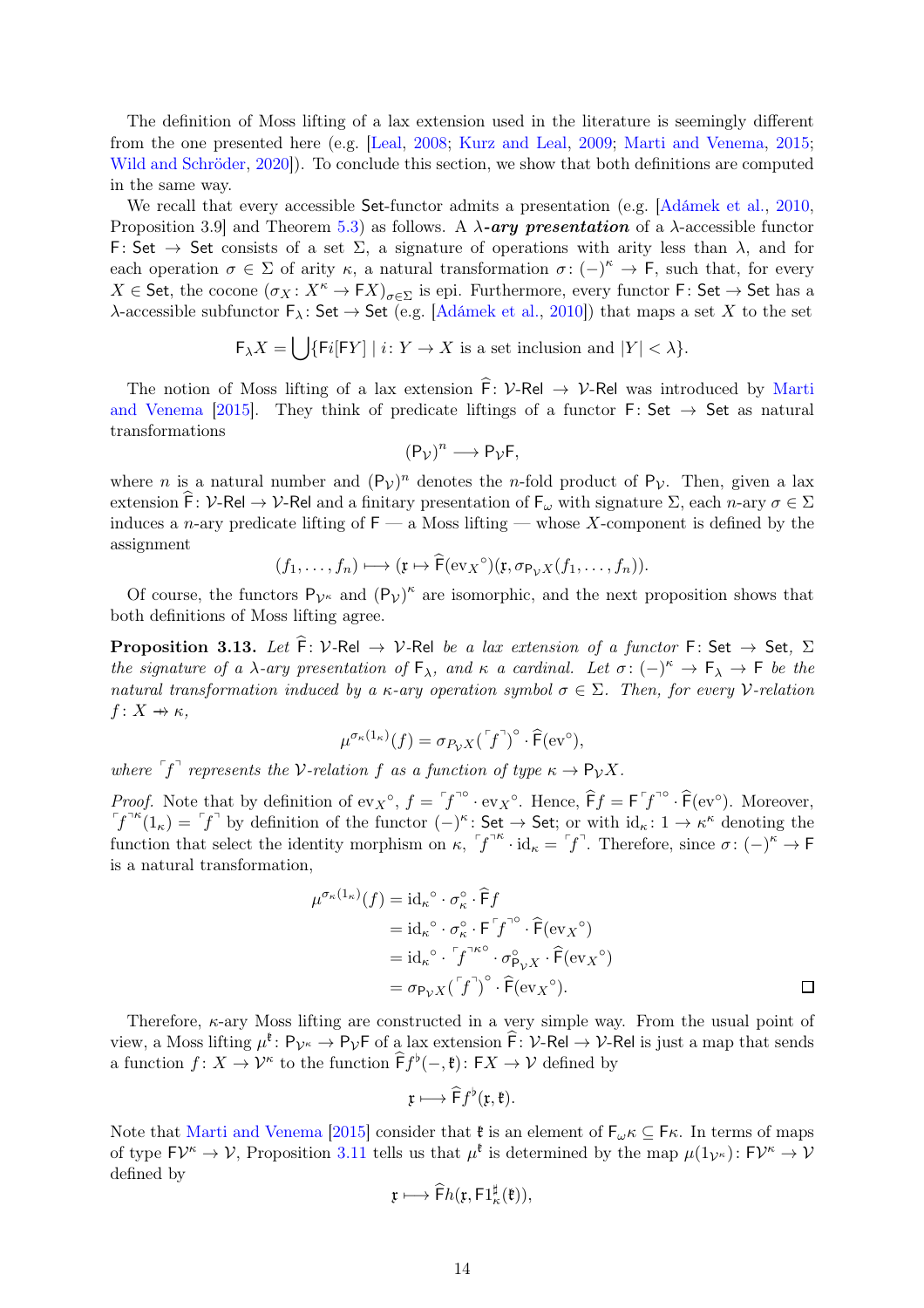The definition of Moss lifting of a lax extension used in the literature is seemingly different from the one presented here (e.g. [Leal, 2008; Kurz and Leal, 2009; Marti and Venema, 2015; Wild and Schröder, 2020]). To conclude this section, we show that both definitions are computed in the same way.

We recall that every accessible Set-functor admits a presentation (e.g. [Adámek et al., 2010, Proposition 3.9] and Theorem 5.3) as follows. A ***λ-ary presentation*** of a $\lambda$-accessible functor $\mathsf{F}\colon \mathsf{Set} \to \mathsf{Set}$ consists of a set $\Sigma$, a signature of operations with arity less than $\lambda$, and for each operation $\sigma \in \Sigma$ of arity $\kappa$, a natural transformation $\sigma\colon (-)^\kappa \to \mathsf{F}$, such that, for every $X \in \mathsf{Set}$, the cocone $(\sigma_X\colon X^\kappa \to \mathsf{F}X)_{\sigma\in\Sigma}$ is epi. Furthermore, every functor $\mathsf{F}\colon \mathsf{Set} \to \mathsf{Set}$ has a $\lambda$-accessible subfunctor $\mathsf{F}_\lambda\colon \mathsf{Set} \to \mathsf{Set}$ (e.g. [Adámek et al., 2010]) that maps a set $X$ to the set

$$\mathsf{F}_\lambda X = \bigcup\{\mathsf{F}i[\mathsf{F}Y] \mid i\colon Y \to X \text{ is a set inclusion and } |Y| < \lambda\}.$$

The notion of Moss lifting of a lax extension $\widehat{\mathsf{F}}\colon \mathcal{V}\text{-}\mathsf{Rel} \to \mathcal{V}\text{-}\mathsf{Rel}$ was introduced by Marti and Venema [2015]. They think of predicate liftings of a functor $\mathsf{F}\colon \mathsf{Set} \to \mathsf{Set}$ as natural transformations

$$(\mathsf{P}_\mathcal{V})^n \longrightarrow \mathsf{P}_\mathcal{V}\mathsf{F},$$

where $n$ is a natural number and $(\mathsf{P}_\mathcal{V})^n$ denotes the $n$-fold product of $\mathsf{P}_\mathcal{V}$. Then, given a lax extension $\widehat{\mathsf{F}}\colon \mathcal{V}\text{-}\mathsf{Rel} \to \mathcal{V}\text{-}\mathsf{Rel}$ and a finitary presentation of $\mathsf{F}_\omega$ with signature $\Sigma$, each $n$-ary $\sigma \in \Sigma$ induces a $n$-ary predicate lifting of $\mathsf{F}$ — a Moss lifting — whose $X$-component is defined by the assignment

$$(f_1, \dots, f_n) \longmapsto (\mathfrak{x} \mapsto \widehat{\mathsf{F}}(\mathrm{ev}_X{}^\circ)(\mathfrak{x}, \sigma_{\mathsf{P}_\mathcal{V}X}(f_1, \dots, f_n)).$$

Of course, the functors $\mathsf{P}_{\mathcal{V}^\kappa}$ and $(\mathsf{P}_\mathcal{V})^\kappa$ are isomorphic, and the next proposition shows that both definitions of Moss lifting agree.

**Proposition 3.13.** *Let $\widehat{\mathsf{F}}\colon \mathcal{V}\text{-}\mathsf{Rel} \to \mathcal{V}\text{-}\mathsf{Rel}$ be a lax extension of a functor $\mathsf{F}\colon \mathsf{Set} \to \mathsf{Set}$, $\Sigma$ the signature of a $\lambda$-ary presentation of $\mathsf{F}_\lambda$, and $\kappa$ a cardinal. Let $\sigma\colon (-)^\kappa \to \mathsf{F}_\lambda \to \mathsf{F}$ be the natural transformation induced by a $\kappa$-ary operation symbol $\sigma \in \Sigma$. Then, for every $\mathcal{V}$-relation $f\colon X \to\!\!\!\!\!\!\;\shortmid\;\; \kappa$,*

$$\mu^{\sigma_\kappa(1_\kappa)}(f) = \sigma_{P_\mathcal{V}X}(\ulcorner f \urcorner)^\circ \cdot \widehat{\mathsf{F}}(\mathrm{ev}^\circ),$$

*where $\ulcorner f \urcorner$ represents the $\mathcal{V}$-relation $f$ as a function of type $\kappa \to \mathsf{P}_\mathcal{V}X$.*

*Proof.* Note that by definition of $\mathrm{ev}_X{}^\circ$, $f = \ulcorner f \urcorner^\circ \cdot \mathrm{ev}_X{}^\circ$. Hence, $\widehat{\mathsf{F}}f = \mathsf{F}\ulcorner f \urcorner^\circ \cdot \widehat{\mathsf{F}}(\mathrm{ev}^\circ)$. Moreover, $\ulcorner f \urcorner^\kappa(1_\kappa) = \ulcorner f \urcorner$ by definition of the functor $(-)^\kappa\colon \mathsf{Set} \to \mathsf{Set}$; or with $\mathrm{id}_\kappa\colon 1 \to \kappa^\kappa$ denoting the function that select the identity morphism on $\kappa$, $\ulcorner f \urcorner^\kappa \cdot \mathrm{id}_\kappa = \ulcorner f \urcorner$. Therefore, since $\sigma\colon (-)^\kappa \to \mathsf{F}$ is a natural transformation,

$$\begin{aligned}
\mu^{\sigma_\kappa(1_\kappa)}(f) &= \mathrm{id}_\kappa{}^\circ \cdot \sigma_\kappa^\circ \cdot \widehat{\mathsf{F}}f \\
&= \mathrm{id}_\kappa{}^\circ \cdot \sigma_\kappa^\circ \cdot \mathsf{F}\ulcorner f \urcorner^\circ \cdot \widehat{\mathsf{F}}(\mathrm{ev}_X{}^\circ) \\
&= \mathrm{id}_\kappa{}^\circ \cdot \ulcorner f \urcorner^{\kappa\circ} \cdot \sigma_{\mathsf{P}_\mathcal{V}X}^\circ \cdot \widehat{\mathsf{F}}(\mathrm{ev}_X{}^\circ) \\
&= \sigma_{\mathsf{P}_\mathcal{V}X}(\ulcorner f \urcorner)^\circ \cdot \widehat{\mathsf{F}}(\mathrm{ev}_X{}^\circ).
\end{aligned}$$

□

Therefore, $\kappa$-ary Moss lifting are constructed in a very simple way. From the usual point of view, a Moss lifting $\mu^\mathfrak{k}\colon \mathsf{P}_{\mathcal{V}^\kappa} \to \mathsf{P}_\mathcal{V}\mathsf{F}$ of a lax extension $\widehat{\mathsf{F}}\colon \mathcal{V}\text{-}\mathsf{Rel} \to \mathcal{V}\text{-}\mathsf{Rel}$ is just a map that sends a function $f\colon X \to \mathcal{V}^\kappa$ to the function $\widehat{\mathsf{F}}f^\flat(-, \mathfrak{k})\colon \mathsf{F}X \to \mathcal{V}$ defined by

$$\mathfrak{x} \longmapsto \widehat{\mathsf{F}}f^\flat(\mathfrak{x}, \mathfrak{k}).$$

Note that Marti and Venema [2015] consider that $\mathfrak{k}$ is an element of $\mathsf{F}_\omega\kappa \subseteq \mathsf{F}\kappa$. In terms of maps of type $\mathsf{F}\mathcal{V}^\kappa \to \mathcal{V}$, Proposition 3.11 tells us that $\mu^\mathfrak{k}$ is determined by the map $\mu(1_{\mathcal{V}^\kappa})\colon \mathsf{F}\mathcal{V}^\kappa \to \mathcal{V}$ defined by

$$\mathfrak{x} \longmapsto \widehat{\mathsf{F}}h(\mathfrak{x}, \mathsf{F}1_\kappa^\sharp(\mathfrak{k})),$$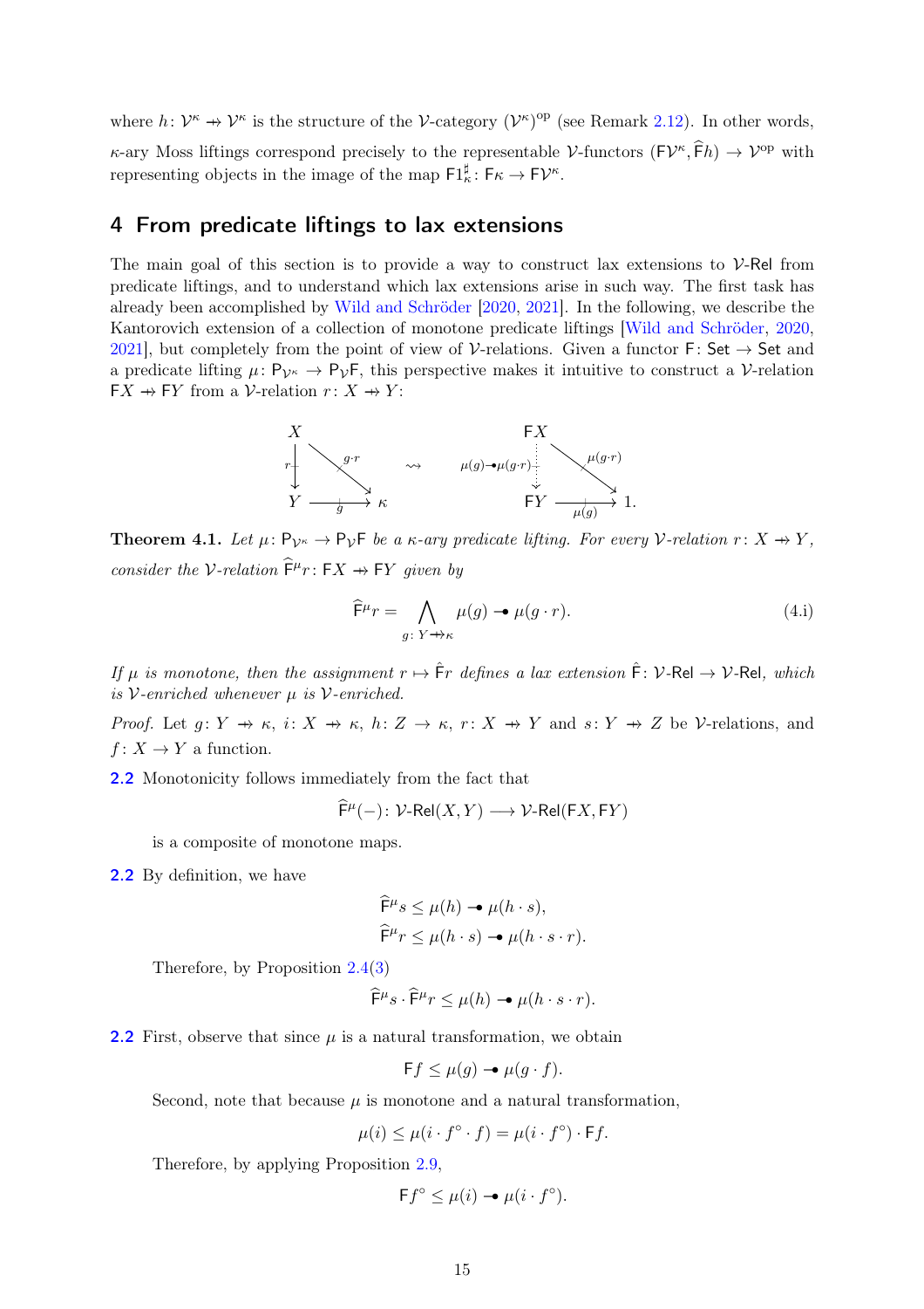where $h\colon \mathcal{V}^\kappa \nrightarrow \mathcal{V}^\kappa$ is the structure of the $\mathcal{V}$-category $(\mathcal{V}^\kappa)^{\mathrm{op}}$ (see Remark 2.12). In other words, $\kappa$-ary Moss liftings correspond precisely to the representable $\mathcal{V}$-functors $(\mathsf{F}\mathcal{V}^\kappa, \widehat{\mathsf{F}}h) \to \mathcal{V}^{\mathrm{op}}$ with representing objects in the image of the map $\mathsf{F}1^\sharp_\kappa\colon \mathsf{F}\kappa \to \mathsf{F}\mathcal{V}^\kappa$.

## 4 From predicate liftings to lax extensions

The main goal of this section is to provide a way to construct lax extensions to $\mathcal{V}$-$\mathsf{Rel}$ from predicate liftings, and to understand which lax extensions arise in such way. The first task has already been accomplished by Wild and Schröder [2020, 2021]. In the following, we describe the Kantorovich extension of a collection of monotone predicate liftings [Wild and Schröder, 2020, 2021], but completely from the point of view of $\mathcal{V}$-relations. Given a functor $\mathsf{F}\colon \mathsf{Set} \to \mathsf{Set}$ and a predicate lifting $\mu\colon \mathsf{P}_{\mathcal{V}^\kappa} \to \mathsf{P}_{\mathcal{V}}\mathsf{F}$, this perspective makes it intuitive to construct a $\mathcal{V}$-relation $\mathsf{F}X \nrightarrow \mathsf{F}Y$ from a $\mathcal{V}$-relation $r\colon X \nrightarrow Y$:

$$
\begin{array}{ccc}
X \xrightarrow{\;g\cdot r\;} \kappa,\quad r\colon X\nrightarrow Y,\quad g\colon Y \nrightarrow \kappa
& \rightsquigarrow &
\mathsf{F}X \xrightarrow{\;\mu(g\cdot r)\;} 1,\quad \mu(g)\multimap\mu(g\cdot r)\colon \mathsf{F}X \nrightarrow \mathsf{F}Y,\quad \mathsf{F}Y \xrightarrow{\;\mu(g)\;} 1.
\end{array}
$$

**Theorem 4.1.** *Let $\mu\colon \mathsf{P}_{\mathcal{V}^\kappa} \to \mathsf{P}_{\mathcal{V}}\mathsf{F}$ be a $\kappa$-ary predicate lifting. For every $\mathcal{V}$-relation $r\colon X \nrightarrow Y$, consider the $\mathcal{V}$-relation $\widehat{\mathsf{F}}^\mu r\colon \mathsf{F}X \nrightarrow \mathsf{F}Y$ given by*

$$
\widehat{\mathsf{F}}^\mu r = \bigwedge_{g\colon Y \nrightarrow \kappa} \mu(g) \multimap \mu(g\cdot r). \tag{4.i}
$$

*If $\mu$ is monotone, then the assignment $r \mapsto \hat{\mathsf{F}}r$ defines a lax extension $\hat{\mathsf{F}}\colon \mathcal{V}$-$\mathsf{Rel} \to \mathcal{V}$-$\mathsf{Rel}$, which is $\mathcal{V}$-enriched whenever $\mu$ is $\mathcal{V}$-enriched.*

*Proof.* Let $g\colon Y \nrightarrow \kappa$, $i\colon X \nrightarrow \kappa$, $h\colon Z \to \kappa$, $r\colon X \nrightarrow Y$ and $s\colon Y \nrightarrow Z$ be $\mathcal{V}$-relations, and $f\colon X \to Y$ a function.

2.2 Monotonicity follows immediately from the fact that

$$
\widehat{\mathsf{F}}^\mu(-)\colon \mathcal{V}\text{-}\mathsf{Rel}(X,Y) \longrightarrow \mathcal{V}\text{-}\mathsf{Rel}(\mathsf{F}X,\mathsf{F}Y)
$$

is a composite of monotone maps.

2.2 By definition, we have

$$
\widehat{\mathsf{F}}^\mu s \le \mu(h) \multimap \mu(h\cdot s),
$$
$$
\widehat{\mathsf{F}}^\mu r \le \mu(h\cdot s) \multimap \mu(h\cdot s\cdot r).
$$

Therefore, by Proposition 2.4(3)

$$
\widehat{\mathsf{F}}^\mu s \cdot \widehat{\mathsf{F}}^\mu r \le \mu(h) \multimap \mu(h\cdot s\cdot r).
$$

2.2 First, observe that since $\mu$ is a natural transformation, we obtain

$$
\mathsf{F}f \le \mu(g) \multimap \mu(g\cdot f).
$$

Second, note that because $\mu$ is monotone and a natural transformation,

$$
\mu(i) \le \mu(i\cdot f^\circ\cdot f) = \mu(i\cdot f^\circ)\cdot \mathsf{F}f.
$$

Therefore, by applying Proposition 2.9,

$$
\mathsf{F}f^\circ \le \mu(i) \multimap \mu(i\cdot f^\circ).
$$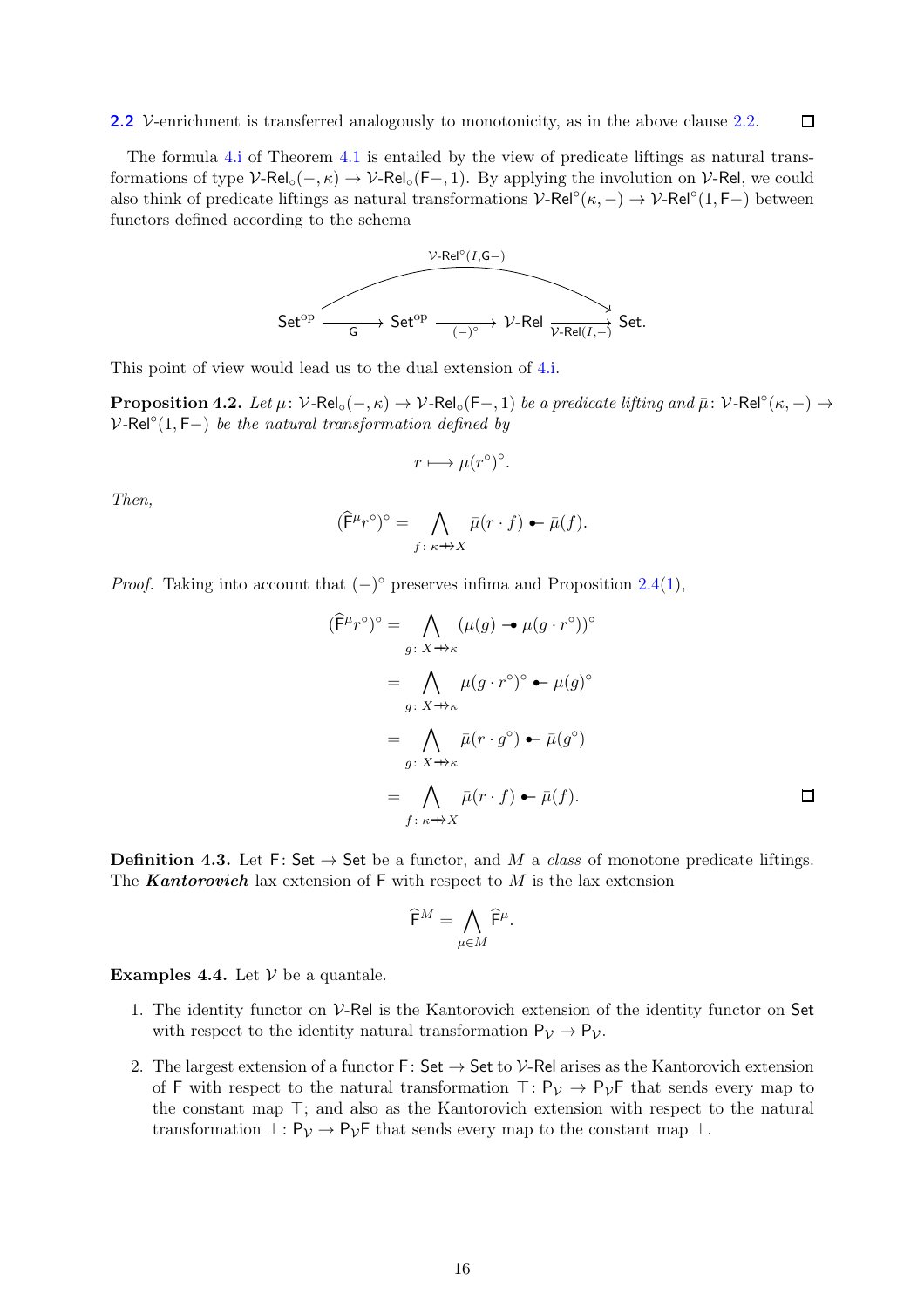**2.2** $\mathcal{V}$-enrichment is transferred analogously to monotonicity, as in the above clause 2.2. ☐

The formula 4.i of Theorem 4.1 is entailed by the view of predicate liftings as natural transformations of type $\mathcal{V}\text{-}\mathsf{Rel}_\circ(-,\kappa) \to \mathcal{V}\text{-}\mathsf{Rel}_\circ(\mathsf{F}-,1)$. By applying the involution on $\mathcal{V}$-$\mathsf{Rel}$, we could also think of predicate liftings as natural transformations $\mathcal{V}\text{-}\mathsf{Rel}^\circ(\kappa,-) \to \mathcal{V}\text{-}\mathsf{Rel}^\circ(1,\mathsf{F}-)$ between functors defined according to the schema

$$\mathsf{Set}^{\mathrm{op}} \xrightarrow{\mathsf{G}} \mathsf{Set}^{\mathrm{op}} \xrightarrow{(-)^\circ} \mathcal{V}\text{-}\mathsf{Rel} \xrightarrow{\mathcal{V}\text{-}\mathsf{Rel}(I,-)} \mathsf{Set}, \qquad \mathcal{V}\text{-}\mathsf{Rel}^\circ(I,\mathsf{G}-) \colon \mathsf{Set}^{\mathrm{op}} \to \mathsf{Set}.$$

This point of view would lead us to the dual extension of 4.i.

**Proposition 4.2.** *Let $\mu\colon \mathcal{V}\text{-}\mathsf{Rel}_\circ(-,\kappa) \to \mathcal{V}\text{-}\mathsf{Rel}_\circ(\mathsf{F}-,1)$ be a predicate lifting and $\bar{\mu}\colon \mathcal{V}\text{-}\mathsf{Rel}^\circ(\kappa,-) \to \mathcal{V}\text{-}\mathsf{Rel}^\circ(1,\mathsf{F}-)$ be the natural transformation defined by*

$$r \longmapsto \mu(r^\circ)^\circ.$$

*Then,*

$$(\widehat{\mathsf{F}}^\mu r^\circ)^\circ = \bigwedge_{f\colon \kappa \nrightarrow X} \bar{\mu}(r\cdot f) \multimapinv \bar{\mu}(f).$$

*Proof.* Taking into account that $(-)^\circ$ preserves infima and Proposition 2.4(1),

$$\begin{aligned}
(\widehat{\mathsf{F}}^\mu r^\circ)^\circ &= \bigwedge_{g\colon X \nrightarrow \kappa} (\mu(g) \multimap \mu(g\cdot r^\circ))^\circ \\
&= \bigwedge_{g\colon X \nrightarrow \kappa} \mu(g\cdot r^\circ)^\circ \multimapinv \mu(g)^\circ \\
&= \bigwedge_{g\colon X \nrightarrow \kappa} \bar{\mu}(r\cdot g^\circ) \multimapinv \bar{\mu}(g^\circ) \\
&= \bigwedge_{f\colon \kappa \nrightarrow X} \bar{\mu}(r\cdot f) \multimapinv \bar{\mu}(f).
\end{aligned}$$

☐

**Definition 4.3.** Let $\mathsf{F}\colon \mathsf{Set} \to \mathsf{Set}$ be a functor, and $M$ a *class* of monotone predicate liftings. The ***Kantorovich*** lax extension of $\mathsf{F}$ with respect to $M$ is the lax extension

$$\widehat{\mathsf{F}}^M = \bigwedge_{\mu\in M} \widehat{\mathsf{F}}^\mu.$$

**Examples 4.4.** Let $\mathcal{V}$ be a quantale.

1. The identity functor on $\mathcal{V}$-$\mathsf{Rel}$ is the Kantorovich extension of the identity functor on $\mathsf{Set}$ with respect to the identity natural transformation $\mathsf{P}_\mathcal{V} \to \mathsf{P}_\mathcal{V}$.
2. The largest extension of a functor $\mathsf{F}\colon \mathsf{Set} \to \mathsf{Set}$ to $\mathcal{V}$-$\mathsf{Rel}$ arises as the Kantorovich extension of $\mathsf{F}$ with respect to the natural transformation $\top\colon \mathsf{P}_\mathcal{V} \to \mathsf{P}_\mathcal{V}\mathsf{F}$ that sends every map to the constant map $\top$; and also as the Kantorovich extension with respect to the natural transformation $\bot\colon \mathsf{P}_\mathcal{V} \to \mathsf{P}_\mathcal{V}\mathsf{F}$ that sends every map to the constant map $\bot$.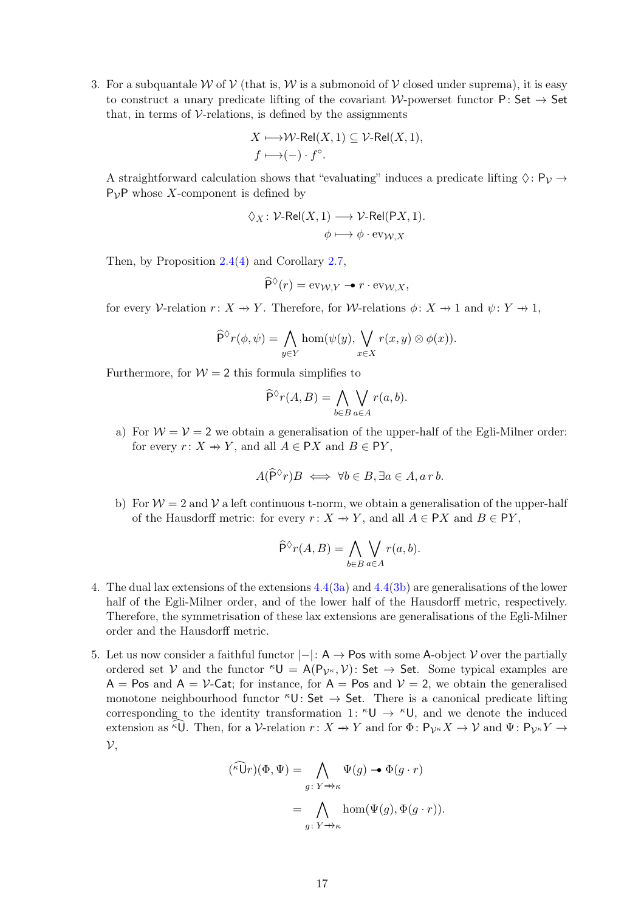3. For a subquantale $\mathcal{W}$ of $\mathcal{V}$ (that is, $\mathcal{W}$ is a submonoid of $\mathcal{V}$ closed under suprema), it is easy to construct a unary predicate lifting of the covariant $\mathcal{W}$-powerset functor $\mathsf{P}\colon \mathsf{Set} \to \mathsf{Set}$ that, in terms of $\mathcal{V}$-relations, is defined by the assignments

$$X \longmapsto \mathcal{W}\text{-}\mathsf{Rel}(X,1) \subseteq \mathcal{V}\text{-}\mathsf{Rel}(X,1),$$
$$f \longmapsto (-)\cdot f^\circ.$$

A straightforward calculation shows that "evaluating" induces a predicate lifting $\Diamond\colon \mathsf{P}_\mathcal{V} \to \mathsf{P}_\mathcal{V}\mathsf{P}$ whose $X$-component is defined by

$$\Diamond_X\colon \mathcal{V}\text{-}\mathsf{Rel}(X,1) \longrightarrow \mathcal{V}\text{-}\mathsf{Rel}(\mathsf{P}X,1).$$
$$\phi \longmapsto \phi\cdot \mathrm{ev}_{\mathcal{W},X}$$

Then, by Proposition 2.4(4) and Corollary 2.7,

$$\widehat{\mathsf{P}}^\Diamond(r) = \mathrm{ev}_{\mathcal{W},Y} \multimap r\cdot \mathrm{ev}_{\mathcal{W},X},$$

for every $\mathcal{V}$-relation $r\colon X \to\!\!\!\!\!\shortmid\; Y$. Therefore, for $\mathcal{W}$-relations $\phi\colon X \to\!\!\!\!\!\shortmid\; 1$ and $\psi\colon Y \to\!\!\!\!\!\shortmid\; 1$,

$$\widehat{\mathsf{P}}^\Diamond r(\phi,\psi) = \bigwedge_{y\in Y} \hom(\psi(y), \bigvee_{x\in X} r(x,y)\otimes\phi(x)).$$

Furthermore, for $\mathcal{W}=2$ this formula simplifies to

$$\widehat{\mathsf{P}}^\Diamond r(A,B) = \bigwedge_{b\in B}\bigvee_{a\in A} r(a,b).$$

   a) For $\mathcal{W}=\mathcal{V}=2$ we obtain a generalisation of the upper-half of the Egli-Milner order: for every $r\colon X \to\!\!\!\!\!\shortmid\; Y$, and all $A\in\mathsf{P}X$ and $B\in\mathsf{P}Y$,

$$A(\widehat{\mathsf{P}}^\Diamond r)B \iff \forall b\in B, \exists a\in A, a\,r\,b.$$

   b) For $\mathcal{W}=2$ and $\mathcal{V}$ a left continuous t-norm, we obtain a generalisation of the upper-half of the Hausdorff metric: for every $r\colon X \to\!\!\!\!\!\shortmid\; Y$, and all $A\in\mathsf{P}X$ and $B\in\mathsf{P}Y$,

$$\widehat{\mathsf{P}}^\Diamond r(A,B) = \bigwedge_{b\in B}\bigvee_{a\in A} r(a,b).$$

4. The dual lax extensions of the extensions 4.4(3a) and 4.4(3b) are generalisations of the lower half of the Egli-Milner order, and of the lower half of the Hausdorff metric, respectively. Therefore, the symmetrisation of these lax extensions are generalisations of the Egli-Milner order and the Hausdorff metric.

5. Let us now consider a faithful functor $|-|\colon \mathsf{A}\to\mathsf{Pos}$ with some $\mathsf{A}$-object $\mathcal{V}$ over the partially ordered set $\mathcal{V}$ and the functor ${}^\kappa\mathsf{U} = \mathsf{A}(\mathsf{P}_{\mathcal{V}^\kappa},\mathcal{V})\colon \mathsf{Set}\to\mathsf{Set}$. Some typical examples are $\mathsf{A}=\mathsf{Pos}$ and $\mathsf{A}=\mathcal{V}\text{-}\mathsf{Cat}$; for instance, for $\mathsf{A}=\mathsf{Pos}$ and $\mathcal{V}=2$, we obtain the generalised monotone neighbourhood functor ${}^\kappa\mathsf{U}\colon \mathsf{Set}\to\mathsf{Set}$. There is a canonical predicate lifting corresponding to the identity transformation $1\colon {}^\kappa\mathsf{U}\to{}^\kappa\mathsf{U}$, and we denote the induced extension as $\widehat{{}^\kappa\mathsf{U}}$. Then, for a $\mathcal{V}$-relation $r\colon X \to\!\!\!\!\!\shortmid\; Y$ and for $\Phi\colon \mathsf{P}_{\mathcal{V}^\kappa}X\to\mathcal{V}$ and $\Psi\colon \mathsf{P}_{\mathcal{V}^\kappa}Y\to\mathcal{V}$,

$$\begin{aligned}(\widehat{{}^\kappa\mathsf{U}}r)(\Phi,\Psi) &= \bigwedge_{g\colon Y \to\!\!\!\!\shortmid\, \kappa} \Psi(g)\multimap\Phi(g\cdot r)\\ &= \bigwedge_{g\colon Y \to\!\!\!\!\shortmid\, \kappa} \hom(\Psi(g),\Phi(g\cdot r)).\end{aligned}$$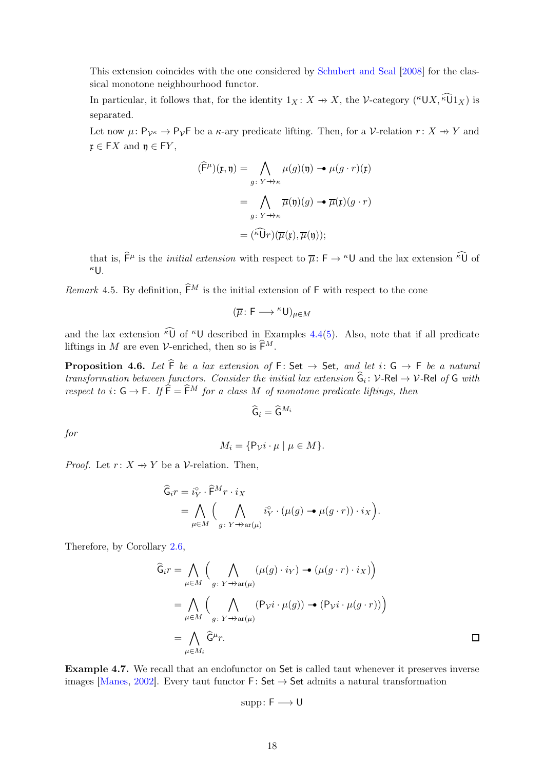This extension coincides with the one considered by Schubert and Seal [2008] for the classical monotone neighbourhood functor.

In particular, it follows that, for the identity $1_X\colon X \nrightarrow X$, the $\mathcal{V}$-category $({}^{\kappa}\mathsf{U}X, \widehat{{}^{\kappa}\mathsf{U}}1_X)$ is separated.

Let now $\mu\colon \mathsf{P}_{\mathcal{V}^\kappa} \to \mathsf{P}_{\mathcal{V}}\mathsf{F}$ be a $\kappa$-ary predicate lifting. Then, for a $\mathcal{V}$-relation $r\colon X \nrightarrow Y$ and $\mathfrak{x} \in \mathsf{F}X$ and $\mathfrak{y} \in \mathsf{F}Y$,

$$
\begin{aligned}
(\widehat{\mathsf{F}}^{\mu})(\mathfrak{x}, \mathfrak{y}) &= \bigwedge_{g\colon Y \nrightarrow \kappa} \mu(g)(\mathfrak{y}) \multimap \mu(g \cdot r)(\mathfrak{x}) \\
&= \bigwedge_{g\colon Y \nrightarrow \kappa} \overline{\mu}(\mathfrak{y})(g) \multimap \overline{\mu}(\mathfrak{x})(g \cdot r) \\
&= (\widehat{{}^{\kappa}\mathsf{U}}r)(\overline{\mu}(\mathfrak{x}), \overline{\mu}(\mathfrak{y}));
\end{aligned}
$$

that is, $\widehat{\mathsf{F}}^{\mu}$ is the *initial extension* with respect to $\overline{\mu}\colon \mathsf{F} \to {}^{\kappa}\mathsf{U}$ and the lax extension $\widehat{{}^{\kappa}\mathsf{U}}$ of ${}^{\kappa}\mathsf{U}$.

*Remark* 4.5. By definition, $\widehat{\mathsf{F}}^{M}$ is the initial extension of $\mathsf{F}$ with respect to the cone

$$(\overline{\mu}\colon \mathsf{F} \longrightarrow {}^{\kappa}\mathsf{U})_{\mu \in M}$$

and the lax extension $\widehat{{}^{\kappa}\mathsf{U}}$ of ${}^{\kappa}\mathsf{U}$ described in Examples 4.4(5). Also, note that if all predicate liftings in $M$ are even $\mathcal{V}$-enriched, then so is $\widehat{\mathsf{F}}^{M}$.

**Proposition 4.6.** *Let $\widehat{\mathsf{F}}$ be a lax extension of $\mathsf{F}\colon \mathsf{Set} \to \mathsf{Set}$, and let $i\colon \mathsf{G} \to \mathsf{F}$ be a natural transformation between functors. Consider the initial lax extension $\widehat{\mathsf{G}}_i\colon \mathcal{V}\text{-}\mathsf{Rel} \to \mathcal{V}\text{-}\mathsf{Rel}$ of $\mathsf{G}$ with respect to $i\colon \mathsf{G} \to \mathsf{F}$. If $\widehat{\mathsf{F}} = \widehat{\mathsf{F}}^{M}$ for a class $M$ of monotone predicate liftings, then*

$$\widehat{\mathsf{G}}_i = \widehat{\mathsf{G}}^{M_i}$$

*for*

$$M_i = \{\mathsf{P}_{\mathcal{V}} i \cdot \mu \mid \mu \in M\}.$$

*Proof.* Let $r\colon X \nrightarrow Y$ be a $\mathcal{V}$-relation. Then,

$$
\begin{aligned}
\widehat{\mathsf{G}}_i r &= i_Y^{\circ} \cdot \widehat{\mathsf{F}}^{M} r \cdot i_X \\
&= \bigwedge_{\mu \in M} \Big( \bigwedge_{g\colon Y \nrightarrow \mathrm{ar}(\mu)} i_Y^{\circ} \cdot (\mu(g) \multimap \mu(g \cdot r)) \cdot i_X \Big).
\end{aligned}
$$

Therefore, by Corollary 2.6,

$$
\begin{aligned}
\widehat{\mathsf{G}}_i r &= \bigwedge_{\mu \in M} \Big( \bigwedge_{g\colon Y \nrightarrow \mathrm{ar}(\mu)} (\mu(g) \cdot i_Y) \multimap (\mu(g \cdot r) \cdot i_X) \Big) \\
&= \bigwedge_{\mu \in M} \Big( \bigwedge_{g\colon Y \nrightarrow \mathrm{ar}(\mu)} (\mathsf{P}_{\mathcal{V}} i \cdot \mu(g)) \multimap (\mathsf{P}_{\mathcal{V}} i \cdot \mu(g \cdot r)) \Big) \\
&= \bigwedge_{\mu \in M_i} \widehat{\mathsf{G}}^{\mu} r.
\end{aligned}
$$

$\square$

**Example 4.7.** We recall that an endofunctor on $\mathsf{Set}$ is called taut whenever it preserves inverse images [Manes, 2002]. Every taut functor $\mathsf{F}\colon \mathsf{Set} \to \mathsf{Set}$ admits a natural transformation

$$\mathrm{supp}\colon \mathsf{F} \longrightarrow \mathsf{U}$$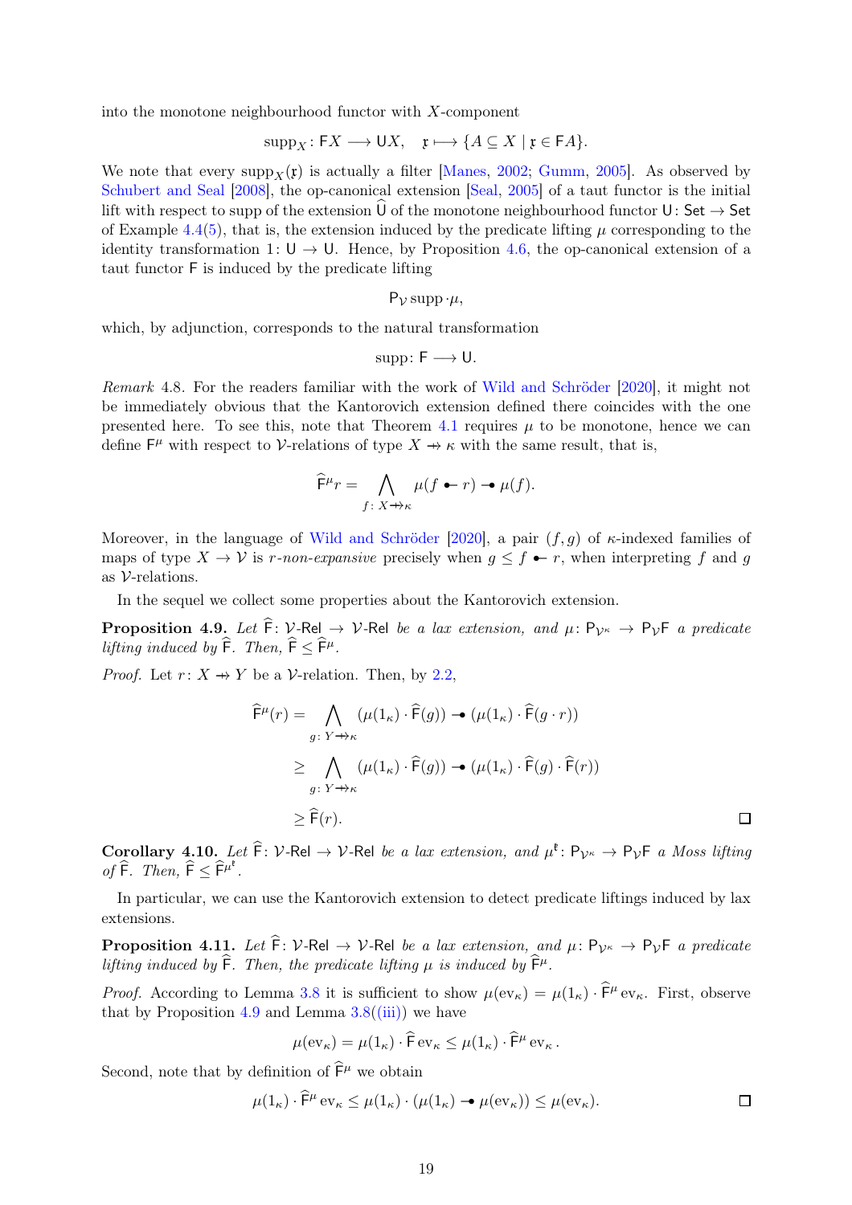into the monotone neighbourhood functor with $X$-component

$$\mathrm{supp}_X \colon \mathsf{F}X \longrightarrow \mathsf{U}X, \quad \mathfrak{x} \longmapsto \{A \subseteq X \mid \mathfrak{x} \in \mathsf{F}A\}.$$

We note that every $\mathrm{supp}_X(\mathfrak{x})$ is actually a filter [Manes, 2002; Gumm, 2005]. As observed by Schubert and Seal [2008], the op-canonical extension [Seal, 2005] of a taut functor is the initial lift with respect to supp of the extension $\widehat{\mathsf{U}}$ of the monotone neighbourhood functor $\mathsf{U} \colon \mathsf{Set} \to \mathsf{Set}$ of Example 4.4(5), that is, the extension induced by the predicate lifting $\mu$ corresponding to the identity transformation $1 \colon \mathsf{U} \to \mathsf{U}$. Hence, by Proposition 4.6, the op-canonical extension of a taut functor $\mathsf{F}$ is induced by the predicate lifting

$$\mathsf{P}_{\mathcal{V}}\,\mathrm{supp} \cdot \mu,$$

which, by adjunction, corresponds to the natural transformation

$$\mathrm{supp} \colon \mathsf{F} \longrightarrow \mathsf{U}.$$

*Remark* 4.8. For the readers familiar with the work of Wild and Schröder [2020], it might not be immediately obvious that the Kantorovich extension defined there coincides with the one presented here. To see this, note that Theorem 4.1 requires $\mu$ to be monotone, hence we can define $\mathsf{F}^\mu$ with respect to $\mathcal{V}$-relations of type $X \relbar\joinrel\mapsto \kappa$ with the same result, that is,

$$\widehat{\mathsf{F}}^\mu r = \bigwedge_{f \colon X \relbar\joinrel\mapsto \kappa} \mu(f \multimapdotinv r) \multimapdot \mu(f).$$

Moreover, in the language of Wild and Schröder [2020], a pair $(f, g)$ of $\kappa$-indexed families of maps of type $X \to \mathcal{V}$ is *$r$-non-expansive* precisely when $g \leq f \multimapdotinv r$, when interpreting $f$ and $g$ as $\mathcal{V}$-relations.

In the sequel we collect some properties about the Kantorovich extension.

**Proposition 4.9.** *Let $\widehat{\mathsf{F}} \colon \mathcal{V}\text{-}\mathsf{Rel} \to \mathcal{V}\text{-}\mathsf{Rel}$ be a lax extension, and $\mu \colon \mathsf{P}_{\mathcal{V}^\kappa} \to \mathsf{P}_{\mathcal{V}}\mathsf{F}$ a predicate lifting induced by $\widehat{\mathsf{F}}$. Then, $\widehat{\mathsf{F}} \leq \widehat{\mathsf{F}}^\mu$.*

*Proof.* Let $r \colon X \relbar\joinrel\mapsto Y$ be a $\mathcal{V}$-relation. Then, by 2.2,

$$\begin{aligned}
\widehat{\mathsf{F}}^\mu(r) &= \bigwedge_{g \colon Y \relbar\joinrel\mapsto \kappa} (\mu(1_\kappa) \cdot \widehat{\mathsf{F}}(g)) \multimapdot (\mu(1_\kappa) \cdot \widehat{\mathsf{F}}(g \cdot r)) \\
&\geq \bigwedge_{g \colon Y \relbar\joinrel\mapsto \kappa} (\mu(1_\kappa) \cdot \widehat{\mathsf{F}}(g)) \multimapdot (\mu(1_\kappa) \cdot \widehat{\mathsf{F}}(g) \cdot \widehat{\mathsf{F}}(r)) \\
&\geq \widehat{\mathsf{F}}(r).
\end{aligned}$$

$\square$

**Corollary 4.10.** *Let $\widehat{\mathsf{F}} \colon \mathcal{V}\text{-}\mathsf{Rel} \to \mathcal{V}\text{-}\mathsf{Rel}$ be a lax extension, and $\mu^{\mathfrak{k}} \colon \mathsf{P}_{\mathcal{V}^\kappa} \to \mathsf{P}_{\mathcal{V}}\mathsf{F}$ a Moss lifting of $\widehat{\mathsf{F}}$. Then, $\widehat{\mathsf{F}} \leq \widehat{\mathsf{F}}^{\mu^{\mathfrak{k}}}$.*

In particular, we can use the Kantorovich extension to detect predicate liftings induced by lax extensions.

**Proposition 4.11.** *Let $\widehat{\mathsf{F}} \colon \mathcal{V}\text{-}\mathsf{Rel} \to \mathcal{V}\text{-}\mathsf{Rel}$ be a lax extension, and $\mu \colon \mathsf{P}_{\mathcal{V}^\kappa} \to \mathsf{P}_{\mathcal{V}}\mathsf{F}$ a predicate lifting induced by $\widehat{\mathsf{F}}$. Then, the predicate lifting $\mu$ is induced by $\widehat{\mathsf{F}}^\mu$.*

*Proof.* According to Lemma 3.8 it is sufficient to show $\mu(\mathrm{ev}_\kappa) = \mu(1_\kappa) \cdot \widehat{\mathsf{F}}^\mu \mathrm{ev}_\kappa$. First, observe that by Proposition 4.9 and Lemma 3.8((iii)) we have

$$\mu(\mathrm{ev}_\kappa) = \mu(1_\kappa) \cdot \widehat{\mathsf{F}}\,\mathrm{ev}_\kappa \leq \mu(1_\kappa) \cdot \widehat{\mathsf{F}}^\mu\,\mathrm{ev}_\kappa.$$

Second, note that by definition of $\widehat{\mathsf{F}}^\mu$ we obtain

$$\mu(1_\kappa) \cdot \widehat{\mathsf{F}}^\mu\,\mathrm{ev}_\kappa \leq \mu(1_\kappa) \cdot (\mu(1_\kappa) \multimapdot \mu(\mathrm{ev}_\kappa)) \leq \mu(\mathrm{ev}_\kappa).$$

$\square$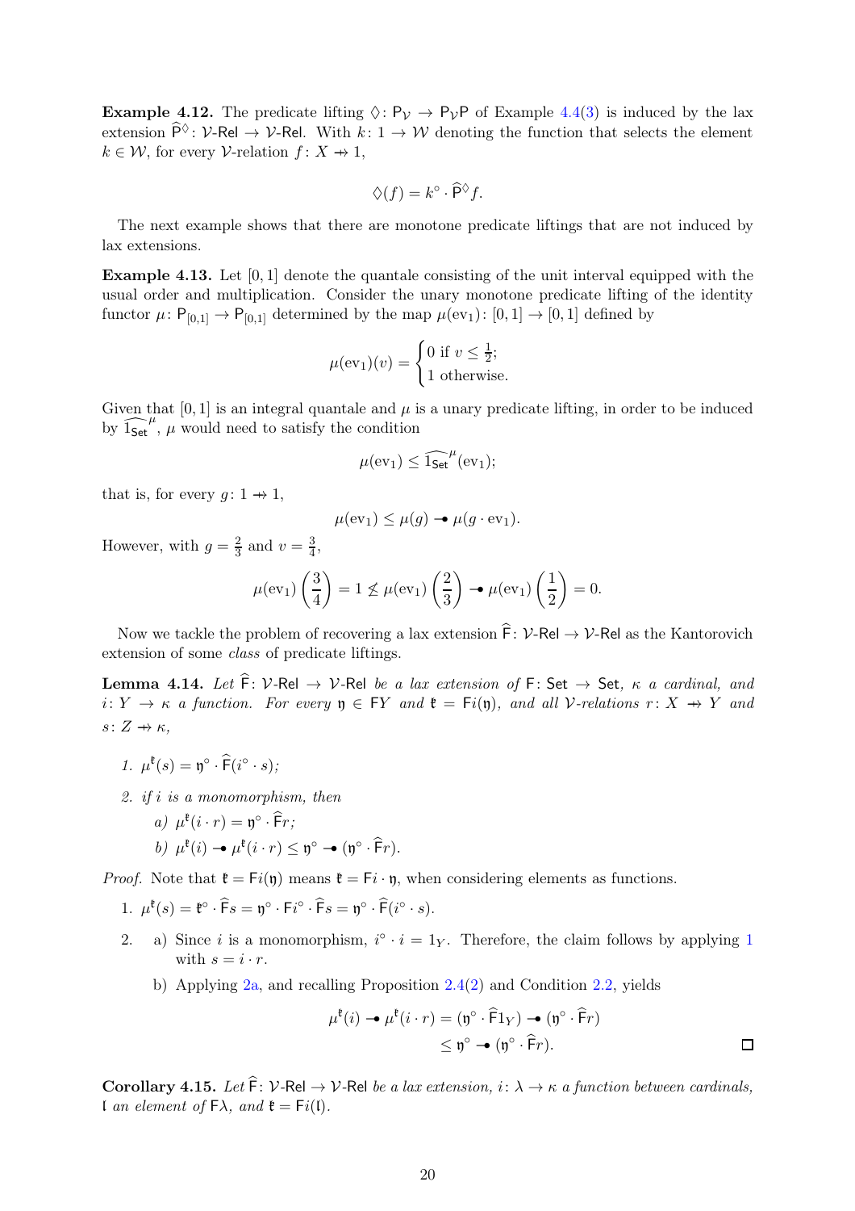**Example 4.12.** The predicate lifting $\lozenge\colon \mathsf{P}_{\mathcal{V}} \to \mathsf{P}_{\mathcal{V}}\mathsf{P}$ of Example 4.4(3) is induced by the lax extension $\widehat{\mathsf{P}}^{\lozenge}\colon \mathcal{V}\text{-}\mathsf{Rel} \to \mathcal{V}\text{-}\mathsf{Rel}$. With $k\colon 1 \to \mathcal{W}$ denoting the function that selects the element $k \in \mathcal{W}$, for every $\mathcal{V}$-relation $f\colon X \nrightarrow 1$,

$$\lozenge(f) = k^{\circ} \cdot \widehat{\mathsf{P}}^{\lozenge} f.$$

The next example shows that there are monotone predicate liftings that are not induced by lax extensions.

**Example 4.13.** Let $[0,1]$ denote the quantale consisting of the unit interval equipped with the usual order and multiplication. Consider the unary monotone predicate lifting of the identity functor $\mu\colon \mathsf{P}_{[0,1]} \to \mathsf{P}_{[0,1]}$ determined by the map $\mu(\mathrm{ev}_1)\colon [0,1] \to [0,1]$ defined by

$$\mu(\mathrm{ev}_1)(v) = \begin{cases} 0 \text{ if } v \leq \frac{1}{2}; \\ 1 \text{ otherwise.} \end{cases}$$

Given that $[0,1]$ is an integral quantale and $\mu$ is a unary predicate lifting, in order to be induced by $\widehat{1_{\mathsf{Set}}}^{\mu}$, $\mu$ would need to satisfy the condition

$$\mu(\mathrm{ev}_1) \leq \widehat{1_{\mathsf{Set}}}^{\mu}(\mathrm{ev}_1);$$

that is, for every $g\colon 1 \nrightarrow 1$,

$$\mu(\mathrm{ev}_1) \leq \mu(g) \multimap \mu(g \cdot \mathrm{ev}_1).$$

However, with $g = \frac{2}{3}$ and $v = \frac{3}{4}$,

$$\mu(\mathrm{ev}_1)\left(\frac{3}{4}\right) = 1 \not\leq \mu(\mathrm{ev}_1)\left(\frac{2}{3}\right) \multimap \mu(\mathrm{ev}_1)\left(\frac{1}{2}\right) = 0.$$

Now we tackle the problem of recovering a lax extension $\widehat{\mathsf{F}}\colon \mathcal{V}\text{-}\mathsf{Rel} \to \mathcal{V}\text{-}\mathsf{Rel}$ as the Kantorovich extension of some *class* of predicate liftings.

**Lemma 4.14.** *Let $\widehat{\mathsf{F}}\colon \mathcal{V}\text{-}\mathsf{Rel} \to \mathcal{V}\text{-}\mathsf{Rel}$ be a lax extension of $\mathsf{F}\colon \mathsf{Set} \to \mathsf{Set}$, $\kappa$ a cardinal, and $i\colon Y \to \kappa$ a function. For every $\mathfrak{y} \in \mathsf{F}Y$ and $\mathfrak{k} = \mathsf{F}i(\mathfrak{y})$, and all $\mathcal{V}$-relations $r\colon X \nrightarrow Y$ and $s\colon Z \nrightarrow \kappa$,*

1. *$\mu^{\mathfrak{k}}(s) = \mathfrak{y}^{\circ} \cdot \widehat{\mathsf{F}}(i^{\circ} \cdot s)$;*
2. *if $i$ is a monomorphism, then*
   a) *$\mu^{\mathfrak{k}}(i \cdot r) = \mathfrak{y}^{\circ} \cdot \widehat{\mathsf{F}}r$;*
   b) *$\mu^{\mathfrak{k}}(i) \multimap \mu^{\mathfrak{k}}(i \cdot r) \leq \mathfrak{y}^{\circ} \multimap (\mathfrak{y}^{\circ} \cdot \widehat{\mathsf{F}}r)$.*

*Proof.* Note that $\mathfrak{k} = \mathsf{F}i(\mathfrak{y})$ means $\mathfrak{k} = \mathsf{F}i \cdot \mathfrak{y}$, when considering elements as functions.

1. $\mu^{\mathfrak{k}}(s) = \mathfrak{k}^{\circ} \cdot \widehat{\mathsf{F}}s = \mathfrak{y}^{\circ} \cdot \mathsf{F}i^{\circ} \cdot \widehat{\mathsf{F}}s = \mathfrak{y}^{\circ} \cdot \widehat{\mathsf{F}}(i^{\circ} \cdot s)$.
2. a) Since $i$ is a monomorphism, $i^{\circ} \cdot i = 1_Y$. Therefore, the claim follows by applying 1 with $s = i \cdot r$.

   b) Applying 2a, and recalling Proposition 2.4(2) and Condition 2.2, yields

$$\begin{aligned}\mu^{\mathfrak{k}}(i) \multimap \mu^{\mathfrak{k}}(i \cdot r) &= (\mathfrak{y}^{\circ} \cdot \widehat{\mathsf{F}}1_Y) \multimap (\mathfrak{y}^{\circ} \cdot \widehat{\mathsf{F}}r) \\ &\leq \mathfrak{y}^{\circ} \multimap (\mathfrak{y}^{\circ} \cdot \widehat{\mathsf{F}}r).\end{aligned}$$

□

**Corollary 4.15.** *Let $\widehat{\mathsf{F}}\colon \mathcal{V}\text{-}\mathsf{Rel} \to \mathcal{V}\text{-}\mathsf{Rel}$ be a lax extension, $i\colon \lambda \to \kappa$ a function between cardinals, $\mathfrak{l}$ an element of $\mathsf{F}\lambda$, and $\mathfrak{k} = \mathsf{F}i(\mathfrak{l})$.*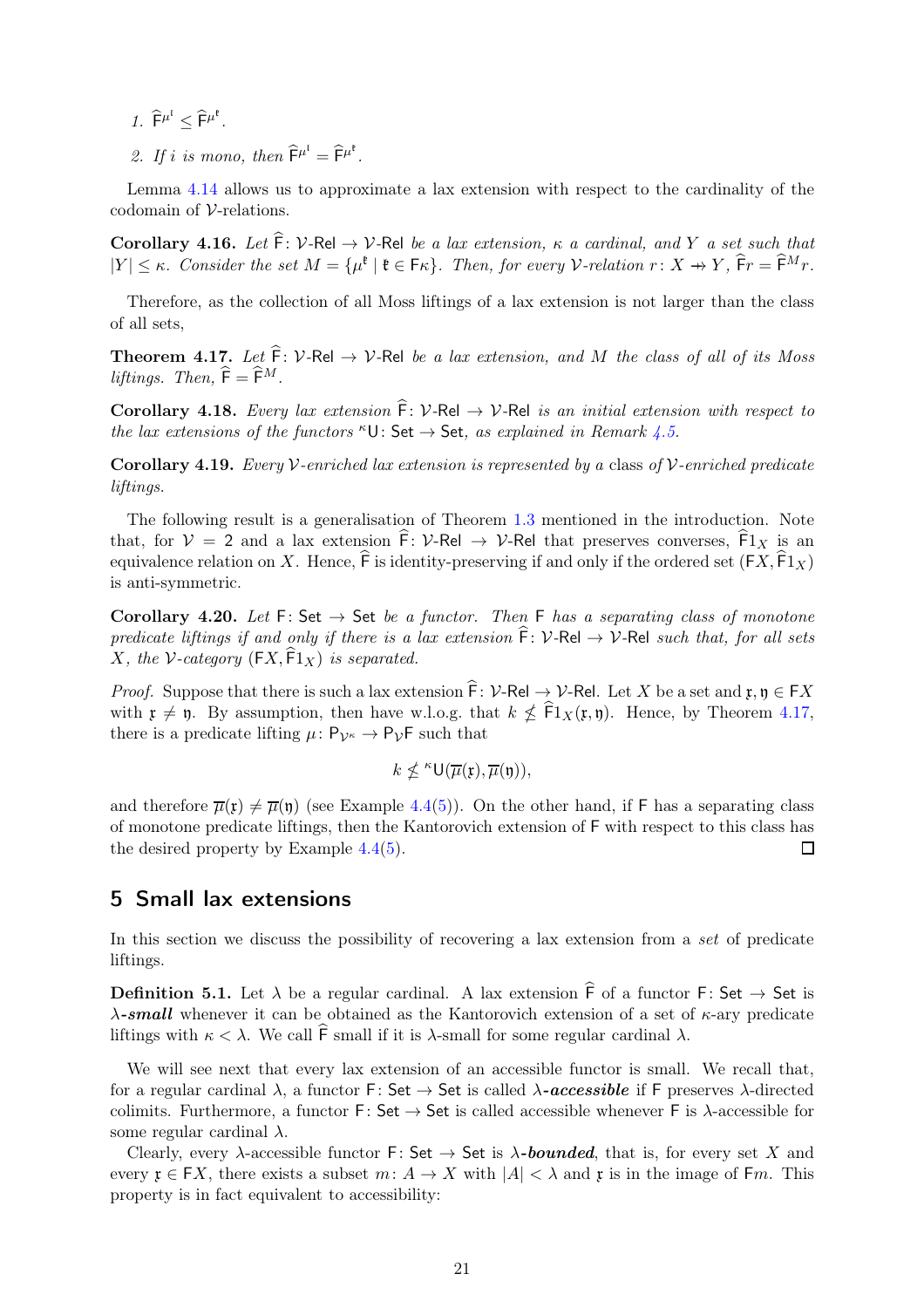1. $\widehat{\mathsf{F}}^{\mu^{\mathfrak{l}}} \leq \widehat{\mathsf{F}}^{\mu^{\mathfrak{k}}}$.
2. *If $i$ is mono, then* $\widehat{\mathsf{F}}^{\mu^{\mathfrak{l}}} = \widehat{\mathsf{F}}^{\mu^{\mathfrak{k}}}$.

Lemma 4.14 allows us to approximate a lax extension with respect to the cardinality of the codomain of $\mathcal{V}$-relations.

**Corollary 4.16.** *Let $\widehat{\mathsf{F}}\colon \mathcal{V}\text{-}\mathsf{Rel} \to \mathcal{V}\text{-}\mathsf{Rel}$ be a lax extension, $\kappa$ a cardinal, and $Y$ a set such that $|Y| \leq \kappa$. Consider the set $M = \{\mu^{\mathfrak{k}} \mid \mathfrak{k} \in \mathsf{F}\kappa\}$. Then, for every $\mathcal{V}$-relation $r\colon X \nrightarrow Y$, $\widehat{\mathsf{F}}r = \widehat{\mathsf{F}}^{M} r$.*

Therefore, as the collection of all Moss liftings of a lax extension is not larger than the class of all sets,

**Theorem 4.17.** *Let $\widehat{\mathsf{F}}\colon \mathcal{V}\text{-}\mathsf{Rel} \to \mathcal{V}\text{-}\mathsf{Rel}$ be a lax extension, and $M$ the class of all of its Moss liftings. Then, $\widehat{\mathsf{F}} = \widehat{\mathsf{F}}^{M}$.*

**Corollary 4.18.** *Every lax extension $\widehat{\mathsf{F}}\colon \mathcal{V}\text{-}\mathsf{Rel} \to \mathcal{V}\text{-}\mathsf{Rel}$ is an initial extension with respect to the lax extensions of the functors ${}^{\kappa}\mathsf{U}\colon \mathsf{Set} \to \mathsf{Set}$, as explained in Remark 4.5.*

**Corollary 4.19.** *Every $\mathcal{V}$-enriched lax extension is represented by a* class *of $\mathcal{V}$-enriched predicate liftings.*

The following result is a generalisation of Theorem 1.3 mentioned in the introduction. Note that, for $\mathcal{V} = 2$ and a lax extension $\widehat{\mathsf{F}}\colon \mathcal{V}\text{-}\mathsf{Rel} \to \mathcal{V}\text{-}\mathsf{Rel}$ that preserves converses, $\widehat{\mathsf{F}}1_X$ is an equivalence relation on $X$. Hence, $\widehat{\mathsf{F}}$ is identity-preserving if and only if the ordered set $(\mathsf{F}X, \widehat{\mathsf{F}}1_X)$ is anti-symmetric.

**Corollary 4.20.** *Let $\mathsf{F}\colon \mathsf{Set} \to \mathsf{Set}$ be a functor. Then $\mathsf{F}$ has a separating class of monotone predicate liftings if and only if there is a lax extension $\widehat{\mathsf{F}}\colon \mathcal{V}\text{-}\mathsf{Rel} \to \mathcal{V}\text{-}\mathsf{Rel}$ such that, for all sets $X$, the $\mathcal{V}$-category $(\mathsf{F}X, \widehat{\mathsf{F}}1_X)$ is separated.*

*Proof.* Suppose that there is such a lax extension $\widehat{\mathsf{F}}\colon \mathcal{V}\text{-}\mathsf{Rel} \to \mathcal{V}\text{-}\mathsf{Rel}$. Let $X$ be a set and $\mathfrak{x}, \mathfrak{y} \in \mathsf{F}X$ with $\mathfrak{x} \neq \mathfrak{y}$. By assumption, then have w.l.o.g. that $k \nleq \widehat{\mathsf{F}}1_X(\mathfrak{x}, \mathfrak{y})$. Hence, by Theorem 4.17, there is a predicate lifting $\mu\colon \mathsf{P}_{\mathcal{V}^\kappa} \to \mathsf{P}_{\mathcal{V}}\mathsf{F}$ such that

$$k \nleq {}^{\kappa}\mathsf{U}(\overline{\mu}(\mathfrak{x}), \overline{\mu}(\mathfrak{y})),$$

and therefore $\overline{\mu}(\mathfrak{x}) \neq \overline{\mu}(\mathfrak{y})$ (see Example 4.4(5)). On the other hand, if $\mathsf{F}$ has a separating class of monotone predicate liftings, then the Kantorovich extension of $\mathsf{F}$ with respect to this class has the desired property by Example 4.4(5). ◻

## 5 Small lax extensions

In this section we discuss the possibility of recovering a lax extension from a *set* of predicate liftings.

**Definition 5.1.** Let $\lambda$ be a regular cardinal. A lax extension $\widehat{\mathsf{F}}$ of a functor $\mathsf{F}\colon \mathsf{Set} \to \mathsf{Set}$ is ***$\lambda$-small*** whenever it can be obtained as the Kantorovich extension of a set of $\kappa$-ary predicate liftings with $\kappa < \lambda$. We call $\widehat{\mathsf{F}}$ small if it is $\lambda$-small for some regular cardinal $\lambda$.

We will see next that every lax extension of an accessible functor is small. We recall that, for a regular cardinal $\lambda$, a functor $\mathsf{F}\colon \mathsf{Set} \to \mathsf{Set}$ is called ***$\lambda$-accessible*** if $\mathsf{F}$ preserves $\lambda$-directed colimits. Furthermore, a functor $\mathsf{F}\colon \mathsf{Set} \to \mathsf{Set}$ is called accessible whenever $\mathsf{F}$ is $\lambda$-accessible for some regular cardinal $\lambda$.

Clearly, every $\lambda$-accessible functor $\mathsf{F}\colon \mathsf{Set} \to \mathsf{Set}$ is ***$\lambda$-bounded***, that is, for every set $X$ and every $\mathfrak{x} \in \mathsf{F}X$, there exists a subset $m\colon A \to X$ with $|A| < \lambda$ and $\mathfrak{x}$ is in the image of $\mathsf{F}m$. This property is in fact equivalent to accessibility: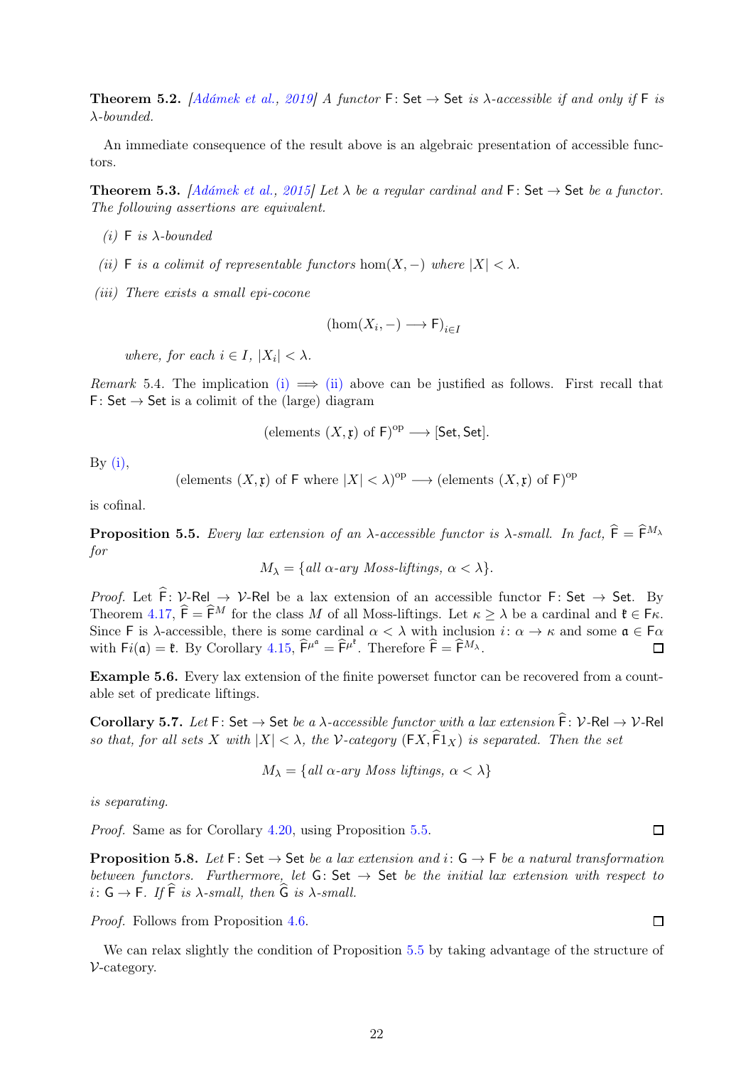**Theorem 5.2.** *[Adámek et al., 2019] A functor $\mathsf{F}\colon \mathsf{Set} \to \mathsf{Set}$ is $\lambda$-accessible if and only if $\mathsf{F}$ is $\lambda$-bounded.*

An immediate consequence of the result above is an algebraic presentation of accessible functors.

**Theorem 5.3.** *[Adámek et al., 2015] Let $\lambda$ be a regular cardinal and $\mathsf{F}\colon \mathsf{Set} \to \mathsf{Set}$ be a functor. The following assertions are equivalent.*

*(i) $\mathsf{F}$ is $\lambda$-bounded*

*(ii) $\mathsf{F}$ is a colimit of representable functors $\hom(X, -)$ where $|X| < \lambda$.*

*(iii) There exists a small epi-cocone*

$$(\hom(X_i, -) \longrightarrow \mathsf{F})_{i \in I}$$

*where, for each $i \in I$, $|X_i| < \lambda$.*

*Remark* 5.4. The implication (i) $\implies$ (ii) above can be justified as follows. First recall that $\mathsf{F}\colon \mathsf{Set} \to \mathsf{Set}$ is a colimit of the (large) diagram

$$(\text{elements } (X, \mathfrak{x}) \text{ of } \mathsf{F})^{\mathrm{op}} \longrightarrow [\mathsf{Set}, \mathsf{Set}].$$

By (i),

$$(\text{elements } (X, \mathfrak{x}) \text{ of } \mathsf{F} \text{ where } |X| < \lambda)^{\mathrm{op}} \longrightarrow (\text{elements } (X, \mathfrak{x}) \text{ of } \mathsf{F})^{\mathrm{op}}$$

is cofinal.

**Proposition 5.5.** *Every lax extension of an $\lambda$-accessible functor is $\lambda$-small. In fact, $\widehat{\mathsf{F}} = \widehat{\mathsf{F}}^{M_\lambda}$ for*

$$M_\lambda = \{\text{all } \alpha\text{-ary Moss-liftings, } \alpha < \lambda\}.$$

*Proof.* Let $\widehat{\mathsf{F}}\colon \mathcal{V}\text{-}\mathsf{Rel} \to \mathcal{V}\text{-}\mathsf{Rel}$ be a lax extension of an accessible functor $\mathsf{F}\colon \mathsf{Set} \to \mathsf{Set}$. By Theorem 4.17, $\widehat{\mathsf{F}} = \widehat{\mathsf{F}}^M$ for the class $M$ of all Moss-liftings. Let $\kappa \geq \lambda$ be a cardinal and $\mathfrak{k} \in \mathsf{F}\kappa$. Since $\mathsf{F}$ is $\lambda$-accessible, there is some cardinal $\alpha < \lambda$ with inclusion $i\colon \alpha \to \kappa$ and some $\mathfrak{a} \in \mathsf{F}\alpha$ with $\mathsf{F}i(\mathfrak{a}) = \mathfrak{k}$. By Corollary 4.15, $\widehat{\mathsf{F}}^{\mu^{\mathfrak{a}}} = \widehat{\mathsf{F}}^{\mu^{\mathfrak{k}}}$. Therefore $\widehat{\mathsf{F}} = \widehat{\mathsf{F}}^{M_\lambda}$. ◻

**Example 5.6.** Every lax extension of the finite powerset functor can be recovered from a countable set of predicate liftings.

**Corollary 5.7.** *Let $\mathsf{F}\colon \mathsf{Set} \to \mathsf{Set}$ be a $\lambda$-accessible functor with a lax extension $\widehat{\mathsf{F}}\colon \mathcal{V}\text{-}\mathsf{Rel} \to \mathcal{V}\text{-}\mathsf{Rel}$ so that, for all sets $X$ with $|X| < \lambda$, the $\mathcal{V}$-category $(\mathsf{F}X, \widehat{\mathsf{F}}1_X)$ is separated. Then the set*

$$M_\lambda = \{\text{all } \alpha\text{-ary Moss liftings, } \alpha < \lambda\}$$

*is separating.*

*Proof.* Same as for Corollary 4.20, using Proposition 5.5. ◻

**Proposition 5.8.** *Let $\mathsf{F}\colon \mathsf{Set} \to \mathsf{Set}$ be a lax extension and $i\colon \mathsf{G} \to \mathsf{F}$ be a natural transformation between functors. Furthermore, let $\mathsf{G}\colon \mathsf{Set} \to \mathsf{Set}$ be the initial lax extension with respect to $i\colon \mathsf{G} \to \mathsf{F}$. If $\widehat{\mathsf{F}}$ is $\lambda$-small, then $\widehat{\mathsf{G}}$ is $\lambda$-small.*

*Proof.* Follows from Proposition 4.6. ◻

We can relax slightly the condition of Proposition 5.5 by taking advantage of the structure of $\mathcal{V}$-category.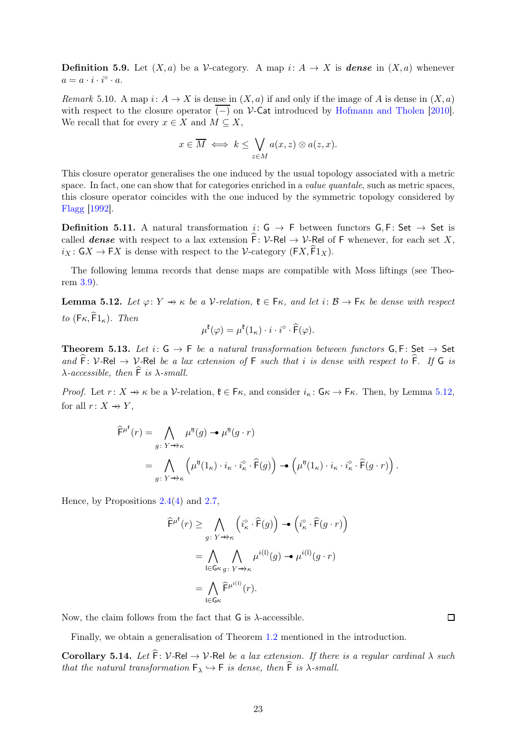**Definition 5.9.** Let $(X, a)$ be a $\mathcal{V}$-category. A map $i\colon A \to X$ is ***dense*** in $(X, a)$ whenever $a = a \cdot i \cdot i^\circ \cdot a$.

*Remark* 5.10. A map $i\colon A \to X$ is dense in $(X, a)$ if and only if the image of $A$ is dense in $(X, a)$ with respect to the closure operator $\overline{(-)}$ on $\mathcal{V}$-$\mathsf{Cat}$ introduced by Hofmann and Tholen [2010]. We recall that for every $x \in X$ and $M \subseteq X$,

$$x \in \overline{M} \iff k \leq \bigvee_{z \in M} a(x, z) \otimes a(z, x).$$

This closure operator generalises the one induced by the usual topology associated with a metric space. In fact, one can show that for categories enriched in a *value quantale*, such as metric spaces, this closure operator coincides with the one induced by the symmetric topology considered by Flagg [1992].

**Definition 5.11.** A natural transformation $i\colon \mathsf{G} \to \mathsf{F}$ between functors $\mathsf{G}, \mathsf{F}\colon \mathsf{Set} \to \mathsf{Set}$ is called ***dense*** with respect to a lax extension $\widehat{\mathsf{F}}\colon \mathcal{V}\text{-}\mathsf{Rel} \to \mathcal{V}\text{-}\mathsf{Rel}$ of $\mathsf{F}$ whenever, for each set $X$, $i_X\colon \mathsf{G}X \to \mathsf{F}X$ is dense with respect to the $\mathcal{V}$-category $(\mathsf{F}X, \widehat{\mathsf{F}}1_X)$.

The following lemma records that dense maps are compatible with Moss liftings (see Theorem 3.9).

**Lemma 5.12.** *Let $\varphi\colon Y \nrightarrow \kappa$ be a $\mathcal{V}$-relation, $\mathfrak{k} \in \mathsf{F}\kappa$, and let $i\colon \mathcal{B} \to \mathsf{F}\kappa$ be dense with respect to $(\mathsf{F}\kappa, \widehat{\mathsf{F}}1_\kappa)$. Then*

$$\mu^{\mathfrak{k}}(\varphi) = \mu^{\mathfrak{k}}(1_\kappa) \cdot i \cdot i^\circ \cdot \widehat{\mathsf{F}}(\varphi).$$

**Theorem 5.13.** *Let $i\colon \mathsf{G} \to \mathsf{F}$ be a natural transformation between functors $\mathsf{G}, \mathsf{F}\colon \mathsf{Set} \to \mathsf{Set}$ and $\widehat{\mathsf{F}}\colon \mathcal{V}\text{-}\mathsf{Rel} \to \mathcal{V}\text{-}\mathsf{Rel}$ be a lax extension of $\mathsf{F}$ such that $i$ is dense with respect to $\widehat{\mathsf{F}}$. If $\mathsf{G}$ is $\lambda$-accessible, then $\widehat{\mathsf{F}}$ is $\lambda$-small.*

*Proof.* Let $r\colon X \nrightarrow \kappa$ be a $\mathcal{V}$-relation, $\mathfrak{k} \in \mathsf{F}\kappa$, and consider $i_\kappa\colon \mathsf{G}\kappa \to \mathsf{F}\kappa$. Then, by Lemma 5.12, for all $r\colon X \nrightarrow Y$,

$$\begin{aligned}
\widehat{\mathsf{F}}^{\mu^{\mathfrak{k}}}(r) &= \bigwedge_{g\colon Y \nrightarrow \kappa} \mu^{\mathfrak{y}}(g) \multimap \mu^{\mathfrak{y}}(g \cdot r) \\
&= \bigwedge_{g\colon Y \nrightarrow \kappa} \left(\mu^{\mathfrak{y}}(1_\kappa) \cdot i_\kappa \cdot i_\kappa^\circ \cdot \widehat{\mathsf{F}}(g)\right) \multimap \left(\mu^{\mathfrak{y}}(1_\kappa) \cdot i_\kappa \cdot i_\kappa^\circ \cdot \widehat{\mathsf{F}}(g \cdot r)\right).
\end{aligned}$$

Hence, by Propositions 2.4(4) and 2.7,

$$\begin{aligned}
\widehat{\mathsf{F}}^{\mu^{\mathfrak{k}}}(r) &\geq \bigwedge_{g\colon Y \nrightarrow \kappa} \left(i_\kappa^\circ \cdot \widehat{\mathsf{F}}(g)\right) \multimap \left(i_\kappa^\circ \cdot \widehat{\mathsf{F}}(g \cdot r)\right) \\
&= \bigwedge_{\mathfrak{l} \in \mathsf{G}\kappa} \bigwedge_{g\colon Y \nrightarrow \kappa} \mu^{i(\mathfrak{l})}(g) \multimap \mu^{i(\mathfrak{l})}(g \cdot r) \\
&= \bigwedge_{\mathfrak{l} \in \mathsf{G}\kappa} \widehat{\mathsf{F}}^{\mu^{i(\mathfrak{l})}}(r).
\end{aligned}$$

Now, the claim follows from the fact that $\mathsf{G}$ is $\lambda$-accessible. ◻

Finally, we obtain a generalisation of Theorem 1.2 mentioned in the introduction.

**Corollary 5.14.** *Let $\widehat{\mathsf{F}}\colon \mathcal{V}\text{-}\mathsf{Rel} \to \mathcal{V}\text{-}\mathsf{Rel}$ be a lax extension. If there is a regular cardinal $\lambda$ such that the natural transformation $\mathsf{F}_\lambda \hookrightarrow \mathsf{F}$ is dense, then $\widehat{\mathsf{F}}$ is $\lambda$-small.*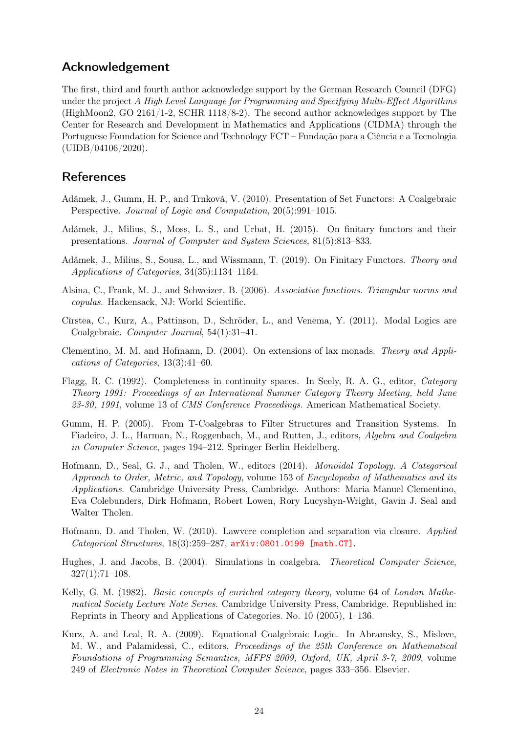## Acknowledgement

The first, third and fourth author acknowledge support by the German Research Council (DFG) under the project *A High Level Language for Programming and Specifying Multi-Effect Algorithms* (HighMoon2, GO 2161/1-2, SCHR 1118/8-2). The second author acknowledges support by The Center for Research and Development in Mathematics and Applications (CIDMA) through the Portuguese Foundation for Science and Technology FCT – Fundação para a Ciência e a Tecnologia (UIDB/04106/2020).

## References

Adámek, J., Gumm, H. P., and Trnková, V. (2010). Presentation of Set Functors: A Coalgebraic Perspective. *Journal of Logic and Computation*, 20(5):991–1015.

Adámek, J., Milius, S., Moss, L. S., and Urbat, H. (2015). On finitary functors and their presentations. *Journal of Computer and System Sciences*, 81(5):813–833.

Adámek, J., Milius, S., Sousa, L., and Wissmann, T. (2019). On Finitary Functors. *Theory and Applications of Categories*, 34(35):1134–1164.

Alsina, C., Frank, M. J., and Schweizer, B. (2006). *Associative functions. Triangular norms and copulas*. Hackensack, NJ: World Scientific.

Cîrstea, C., Kurz, A., Pattinson, D., Schröder, L., and Venema, Y. (2011). Modal Logics are Coalgebraic. *Computer Journal*, 54(1):31–41.

Clementino, M. M. and Hofmann, D. (2004). On extensions of lax monads. *Theory and Applications of Categories*, 13(3):41–60.

Flagg, R. C. (1992). Completeness in continuity spaces. In Seely, R. A. G., editor, *Category Theory 1991: Proceedings of an International Summer Category Theory Meeting, held June 23-30, 1991*, volume 13 of *CMS Conference Proceedings*. American Mathematical Society.

Gumm, H. P. (2005). From T-Coalgebras to Filter Structures and Transition Systems. In Fiadeiro, J. L., Harman, N., Roggenbach, M., and Rutten, J., editors, *Algebra and Coalgebra in Computer Science*, pages 194–212. Springer Berlin Heidelberg.

Hofmann, D., Seal, G. J., and Tholen, W., editors (2014). *Monoidal Topology. A Categorical Approach to Order, Metric, and Topology*, volume 153 of *Encyclopedia of Mathematics and its Applications*. Cambridge University Press, Cambridge. Authors: Maria Manuel Clementino, Eva Colebunders, Dirk Hofmann, Robert Lowen, Rory Lucyshyn-Wright, Gavin J. Seal and Walter Tholen.

Hofmann, D. and Tholen, W. (2010). Lawvere completion and separation via closure. *Applied Categorical Structures*, 18(3):259–287, arXiv:0801.0199 [math.CT].

Hughes, J. and Jacobs, B. (2004). Simulations in coalgebra. *Theoretical Computer Science*, 327(1):71–108.

Kelly, G. M. (1982). *Basic concepts of enriched category theory*, volume 64 of *London Mathematical Society Lecture Note Series*. Cambridge University Press, Cambridge. Republished in: Reprints in Theory and Applications of Categories. No. 10 (2005), 1–136.

Kurz, A. and Leal, R. A. (2009). Equational Coalgebraic Logic. In Abramsky, S., Mislove, M. W., and Palamidessi, C., editors, *Proceedings of the 25th Conference on Mathematical Foundations of Programming Semantics, MFPS 2009, Oxford, UK, April 3-7, 2009*, volume 249 of *Electronic Notes in Theoretical Computer Science*, pages 333–356. Elsevier.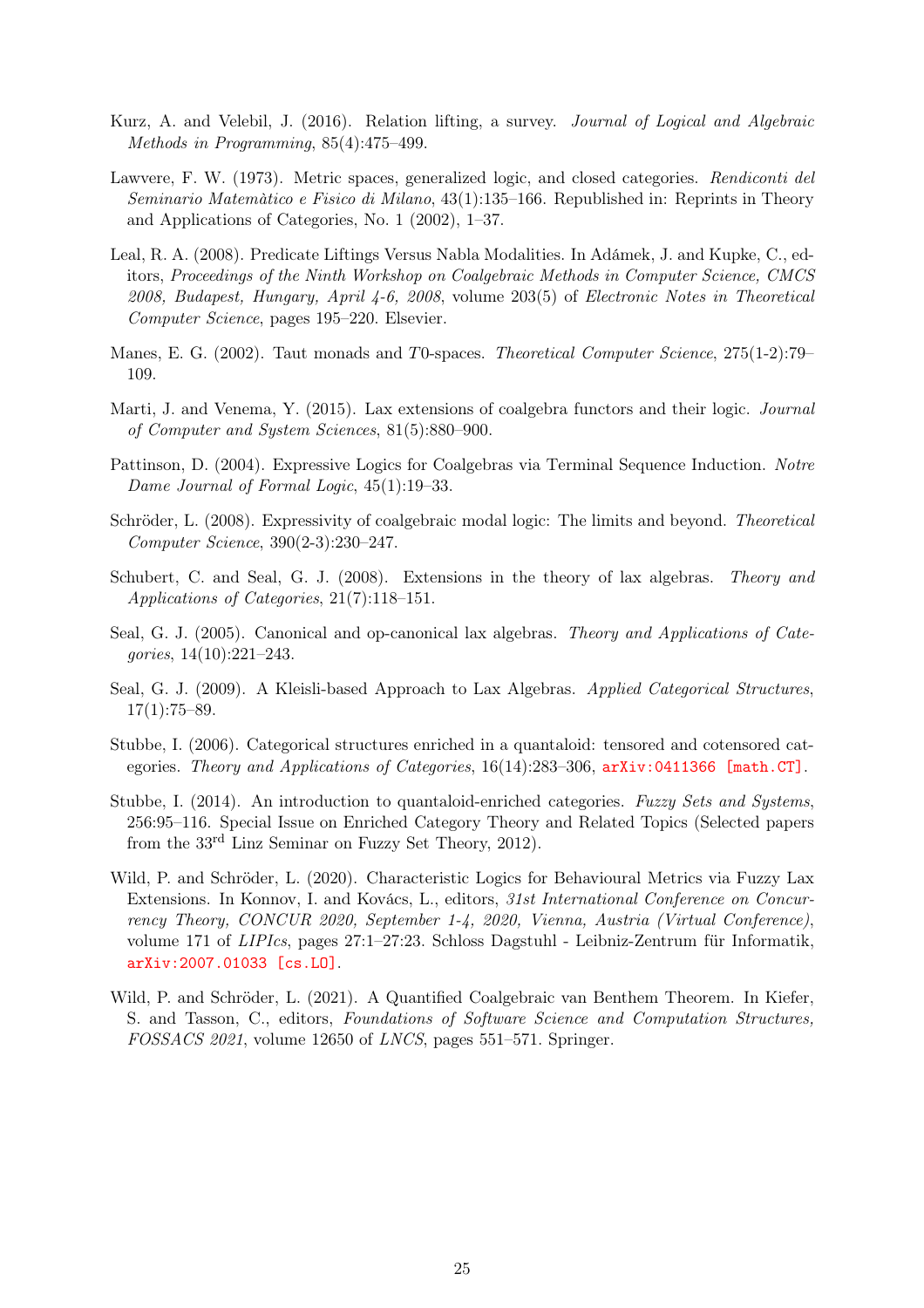Kurz, A. and Velebil, J. (2016). Relation lifting, a survey. *Journal of Logical and Algebraic Methods in Programming*, 85(4):475–499.

Lawvere, F. W. (1973). Metric spaces, generalized logic, and closed categories. *Rendiconti del Seminario Matemàtico e Fisico di Milano*, 43(1):135–166. Republished in: Reprints in Theory and Applications of Categories, No. 1 (2002), 1–37.

Leal, R. A. (2008). Predicate Liftings Versus Nabla Modalities. In Adámek, J. and Kupke, C., editors, *Proceedings of the Ninth Workshop on Coalgebraic Methods in Computer Science, CMCS 2008, Budapest, Hungary, April 4-6, 2008*, volume 203(5) of *Electronic Notes in Theoretical Computer Science*, pages 195–220. Elsevier.

Manes, E. G. (2002). Taut monads and $T0$-spaces. *Theoretical Computer Science*, 275(1-2):79–109.

Marti, J. and Venema, Y. (2015). Lax extensions of coalgebra functors and their logic. *Journal of Computer and System Sciences*, 81(5):880–900.

Pattinson, D. (2004). Expressive Logics for Coalgebras via Terminal Sequence Induction. *Notre Dame Journal of Formal Logic*, 45(1):19–33.

Schröder, L. (2008). Expressivity of coalgebraic modal logic: The limits and beyond. *Theoretical Computer Science*, 390(2-3):230–247.

Schubert, C. and Seal, G. J. (2008). Extensions in the theory of lax algebras. *Theory and Applications of Categories*, 21(7):118–151.

Seal, G. J. (2005). Canonical and op-canonical lax algebras. *Theory and Applications of Categories*, 14(10):221–243.

Seal, G. J. (2009). A Kleisli-based Approach to Lax Algebras. *Applied Categorical Structures*, 17(1):75–89.

Stubbe, I. (2006). Categorical structures enriched in a quantaloid: tensored and cotensored categories. *Theory and Applications of Categories*, 16(14):283–306, arXiv:0411366 [math.CT].

Stubbe, I. (2014). An introduction to quantaloid-enriched categories. *Fuzzy Sets and Systems*, 256:95–116. Special Issue on Enriched Category Theory and Related Topics (Selected papers from the 33rd Linz Seminar on Fuzzy Set Theory, 2012).

Wild, P. and Schröder, L. (2020). Characteristic Logics for Behavioural Metrics via Fuzzy Lax Extensions. In Konnov, I. and Kovács, L., editors, *31st International Conference on Concurrency Theory, CONCUR 2020, September 1-4, 2020, Vienna, Austria (Virtual Conference)*, volume 171 of *LIPIcs*, pages 27:1–27:23. Schloss Dagstuhl - Leibniz-Zentrum für Informatik, arXiv:2007.01033 [cs.LO].

Wild, P. and Schröder, L. (2021). A Quantified Coalgebraic van Benthem Theorem. In Kiefer, S. and Tasson, C., editors, *Foundations of Software Science and Computation Structures, FOSSACS 2021*, volume 12650 of *LNCS*, pages 551–571. Springer.